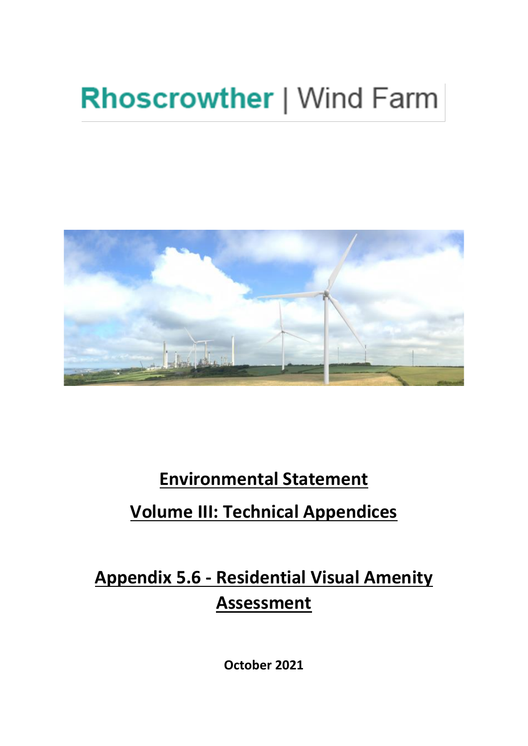# Rhoscrowther | Wind Farm

## Environmental Statement

## Volume III: Technical Appendices

## Appendix 5.6 - Residential Visual Amenity Assessment

**October 2021**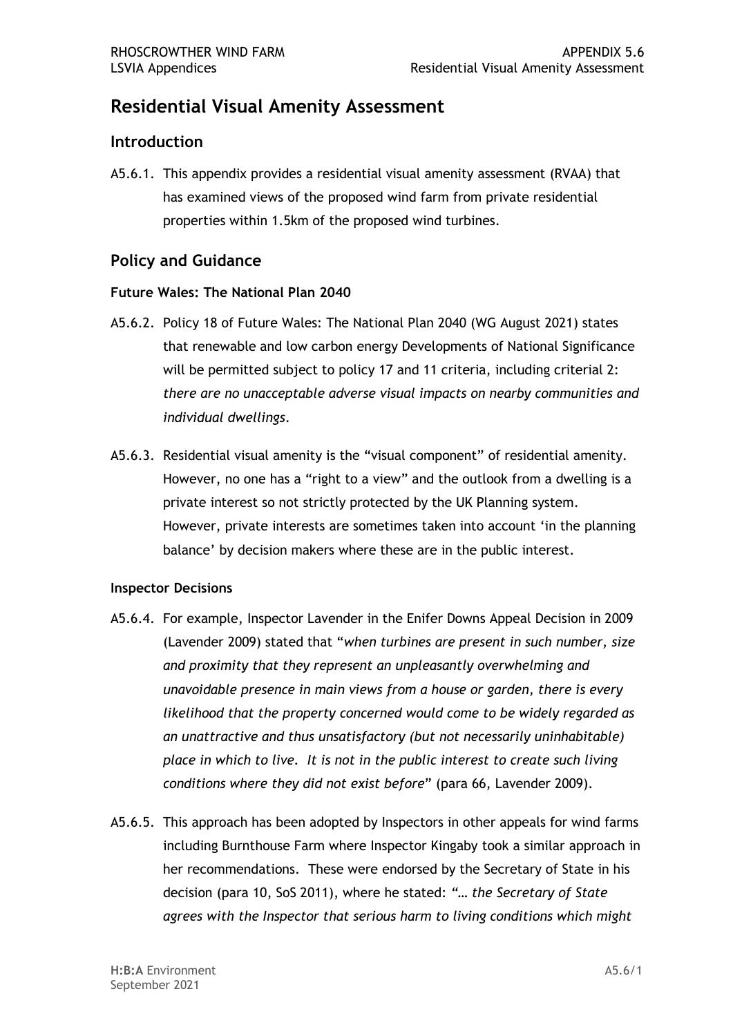# Residential Visual Amenity Assessment

## Introduction

A5.6.1. This appendix provides a residential visual amenity assessment (RVAA) that has examined views of the proposed wind farm from private residential properties within 1.5km of the proposed wind turbines.

## Policy and Guidance

### Future Wales: The National Plan 2040

A5.6.2. Policy 18 of Future Wales: The National Plan 2040 (WG August 2021) states that renewable and low carbon energy Developments of National Significance will be permitted subject to policy 17 and 11 criteria, including criterial 2: *there are no unacceptable adverse visual impacts on nearby communities and individual dwellings*.

A5.6.3. Residential visual amenity is the "visual component" of residential amenity. However, no one has a "right to a view" and the outlook from a dwelling is a private interest so not strictly protected by the UK Planning system. However, private interests are sometimes taken into account 'in the planning balance' by decision makers where these are in the public interest.

### Inspector Decisions

A5.6.4. For example, Inspector Lavender in the Enifer Downs Appeal Decision in 2009 (Lavender 2009) stated that "*when turbines are present in such number, size and proximity that they represent an unpleasantly overwhelming and unavoidable presence in main views from a house or garden, there is every likelihood that the property concerned would come to be widely regarded as an unattractive and thus unsatisfactory (but not necessarily uninhabitable) place in which to live. It is not in the public interest to create such living conditions where they did not exist before*" (para 66, Lavender 2009).

A5.6.5. This approach has been adopted by Inspectors in other appeals for wind farms including Burnthouse Farm where Inspector Kingaby took a similar approach in her recommendations. These were endorsed by the Secretary of State in his decision (para 10, SoS 2011), where he stated: *"… the Secretary of State agrees with the Inspector that serious harm to living conditions which might*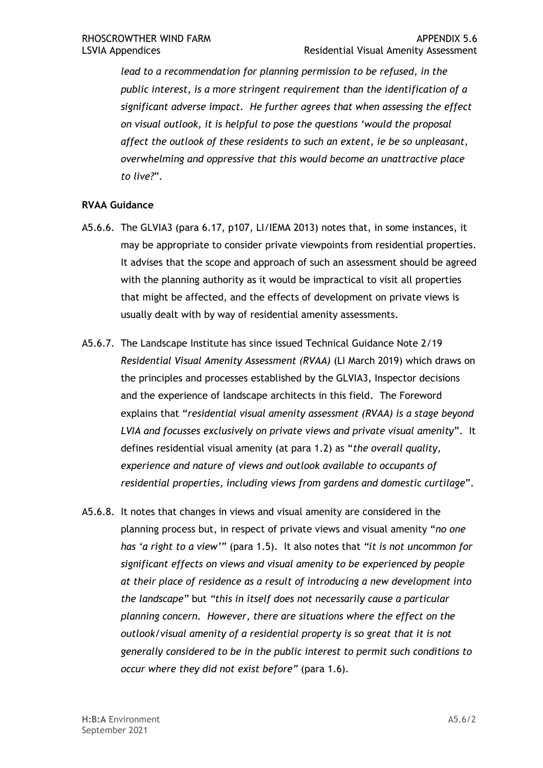*lead to a recommendation for planning permission to be refused, in the public interest, is a more stringent requirement than the identification of a significant adverse impact. He further agrees that when assessing the effect on visual outlook, it is helpful to pose the questions 'would the proposal affect the outlook of these residents to such an extent, ie be so unpleasant, overwhelming and oppressive that this would become an unattractive place to live?*".

**RVAA Guidance**

A5.6.6. The GLVIA3 (para 6.17, p107, LI/IEMA 2013) notes that, in some instances, it may be appropriate to consider private viewpoints from residential properties. It advises that the scope and approach of such an assessment should be agreed with the planning authority as it would be impractical to visit all properties that might be affected, and the effects of development on private views is usually dealt with by way of residential amenity assessments.

A5.6.7. The Landscape Institute has since issued Technical Guidance Note 2/19 *Residential Visual Amenity Assessment (RVAA)* (LI March 2019) which draws on the principles and processes established by the GLVIA3, Inspector decisions and the experience of landscape architects in this field. The Foreword explains that "*residential visual amenity assessment (RVAA) is a stage beyond LVIA and focusses exclusively on private views and private visual amenity*". It defines residential visual amenity (at para 1.2) as "*the overall quality, experience and nature of views and outlook available to occupants of residential properties, including views from gardens and domestic curtilage*".

A5.6.8. It notes that changes in views and visual amenity are considered in the planning process but, in respect of private views and visual amenity "*no one has 'a right to a view'*" (para 1.5). It also notes that *"it is not uncommon for significant effects on views and visual amenity to be experienced by people at their place of residence as a result of introducing a new development into the landscape"* but *"this in itself does not necessarily cause a particular planning concern. However, there are situations where the effect on the outlook/visual amenity of a residential property is so great that it is not generally considered to be in the public interest to permit such conditions to occur where they did not exist before"* (para 1.6).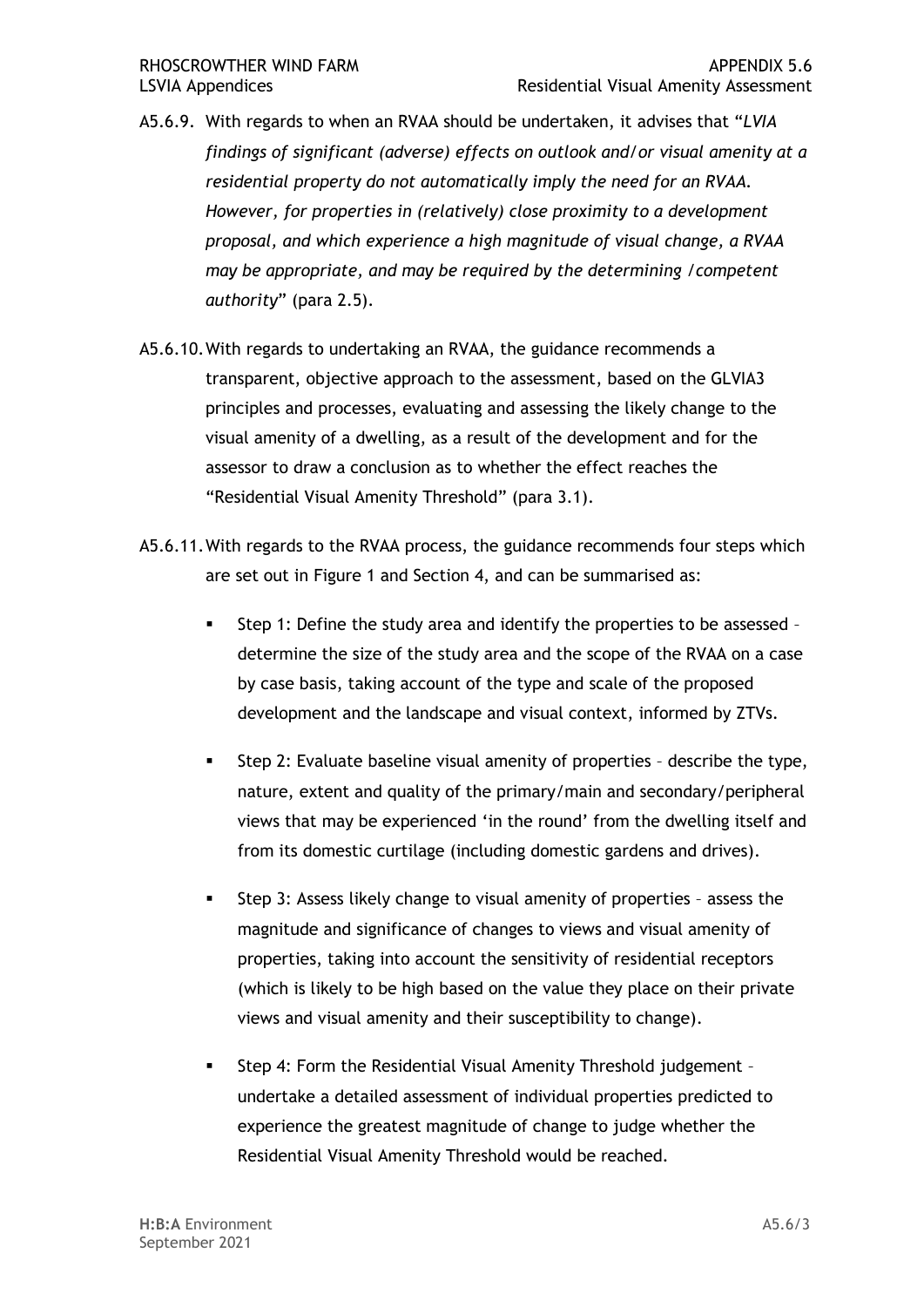A5.6.9. With regards to when an RVAA should be undertaken, it advises that "*LVIA findings of significant (adverse) effects on outlook and/or visual amenity at a residential property do not automatically imply the need for an RVAA. However, for properties in (relatively) close proximity to a development proposal, and which experience a high magnitude of visual change, a RVAA may be appropriate, and may be required by the determining /competent authority*" (para 2.5).

A5.6.10. With regards to undertaking an RVAA, the guidance recommends a transparent, objective approach to the assessment, based on the GLVIA3 principles and processes, evaluating and assessing the likely change to the visual amenity of a dwelling, as a result of the development and for the assessor to draw a conclusion as to whether the effect reaches the "Residential Visual Amenity Threshold" (para 3.1).

A5.6.11. With regards to the RVAA process, the guidance recommends four steps which are set out in Figure 1 and Section 4, and can be summarised as:

- Step 1: Define the study area and identify the properties to be assessed – determine the size of the study area and the scope of the RVAA on a case by case basis, taking account of the type and scale of the proposed development and the landscape and visual context, informed by ZTVs.
- Step 2: Evaluate baseline visual amenity of properties – describe the type, nature, extent and quality of the primary/main and secondary/peripheral views that may be experienced 'in the round' from the dwelling itself and from its domestic curtilage (including domestic gardens and drives).
- Step 3: Assess likely change to visual amenity of properties – assess the magnitude and significance of changes to views and visual amenity of properties, taking into account the sensitivity of residential receptors (which is likely to be high based on the value they place on their private views and visual amenity and their susceptibility to change).
- Step 4: Form the Residential Visual Amenity Threshold judgement – undertake a detailed assessment of individual properties predicted to experience the greatest magnitude of change to judge whether the Residential Visual Amenity Threshold would be reached.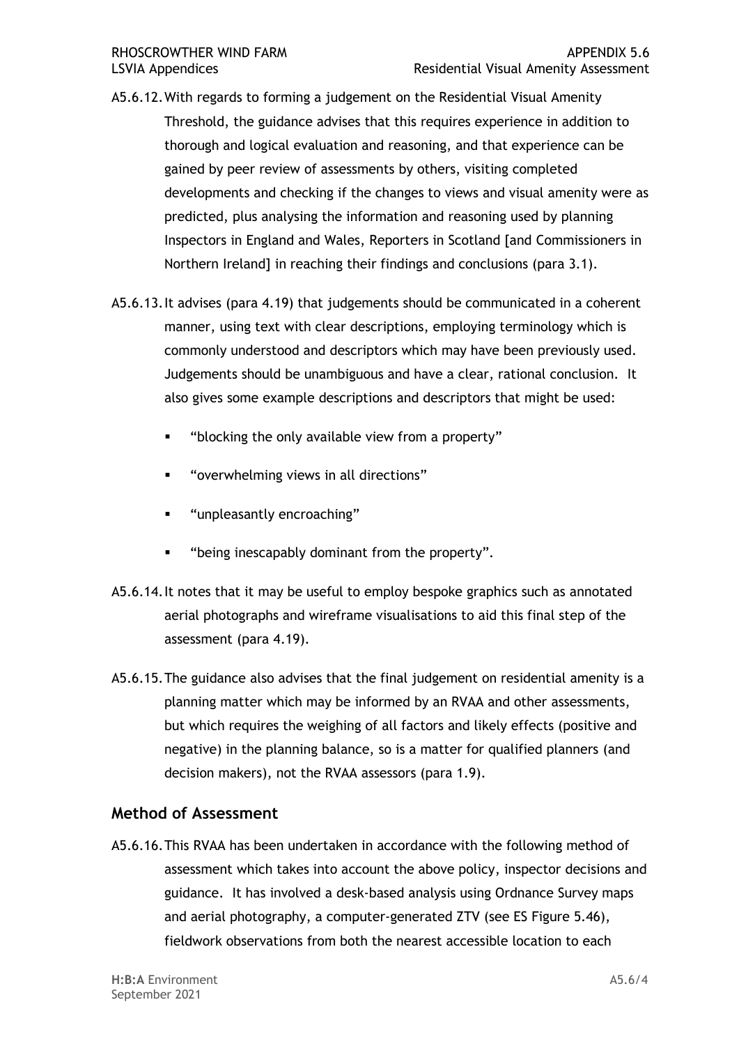A5.6.12. With regards to forming a judgement on the Residential Visual Amenity Threshold, the guidance advises that this requires experience in addition to thorough and logical evaluation and reasoning, and that experience can be gained by peer review of assessments by others, visiting completed developments and checking if the changes to views and visual amenity were as predicted, plus analysing the information and reasoning used by planning Inspectors in England and Wales, Reporters in Scotland [and Commissioners in Northern Ireland] in reaching their findings and conclusions (para 3.1).

A5.6.13. It advises (para 4.19) that judgements should be communicated in a coherent manner, using text with clear descriptions, employing terminology which is commonly understood and descriptors which may have been previously used. Judgements should be unambiguous and have a clear, rational conclusion. It also gives some example descriptions and descriptors that might be used:

- "blocking the only available view from a property"
- "overwhelming views in all directions"
- "unpleasantly encroaching"
- "being inescapably dominant from the property".

A5.6.14. It notes that it may be useful to employ bespoke graphics such as annotated aerial photographs and wireframe visualisations to aid this final step of the assessment (para 4.19).

A5.6.15. The guidance also advises that the final judgement on residential amenity is a planning matter which may be informed by an RVAA and other assessments, but which requires the weighing of all factors and likely effects (positive and negative) in the planning balance, so is a matter for qualified planners (and decision makers), not the RVAA assessors (para 1.9).

## Method of Assessment

A5.6.16. This RVAA has been undertaken in accordance with the following method of assessment which takes into account the above policy, inspector decisions and guidance. It has involved a desk-based analysis using Ordnance Survey maps and aerial photography, a computer-generated ZTV (see ES Figure 5.46), fieldwork observations from both the nearest accessible location to each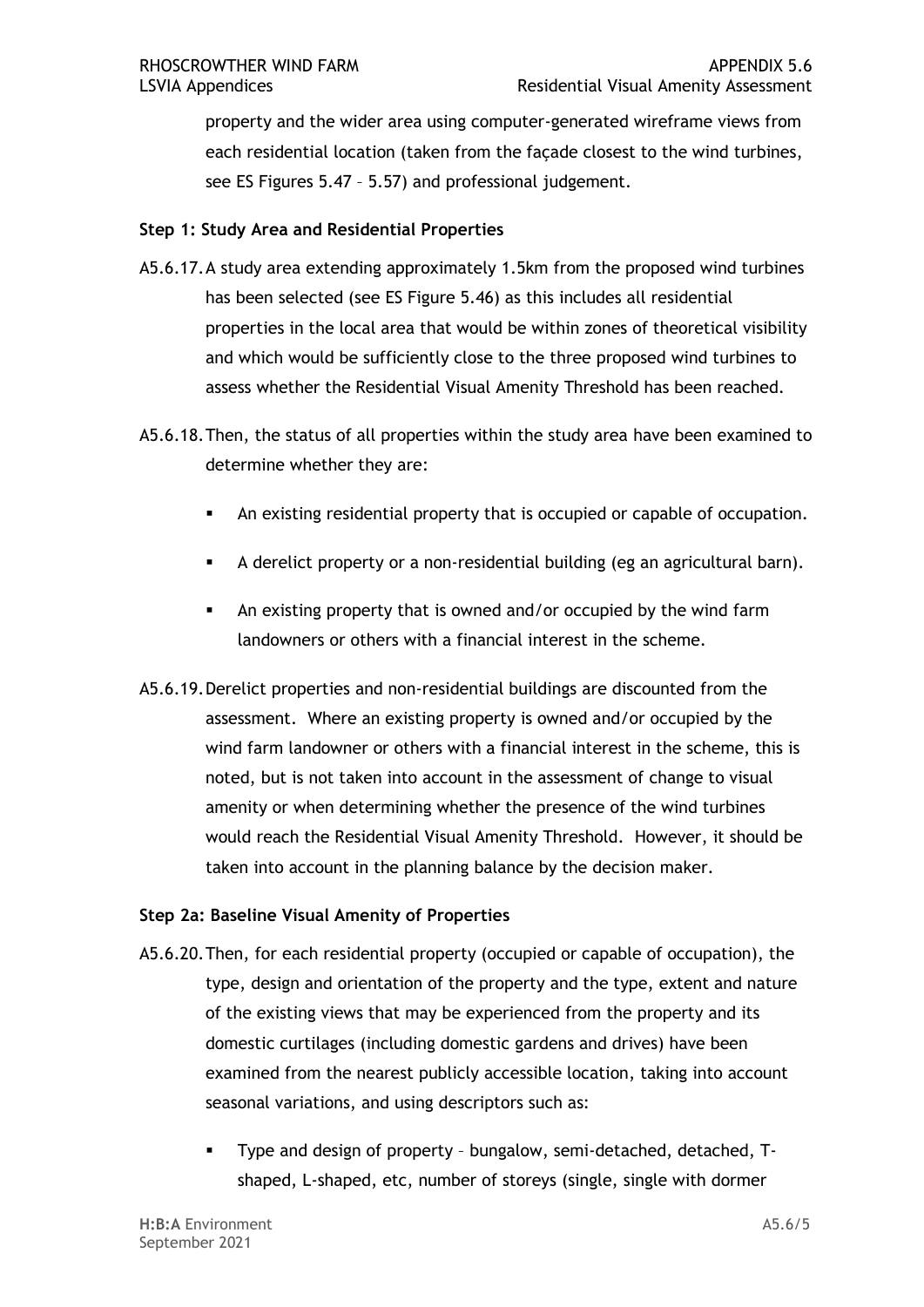property and the wider area using computer-generated wireframe views from each residential location (taken from the façade closest to the wind turbines, see ES Figures 5.47 – 5.57) and professional judgement.

**Step 1: Study Area and Residential Properties**

A5.6.17. A study area extending approximately 1.5km from the proposed wind turbines has been selected (see ES Figure 5.46) as this includes all residential properties in the local area that would be within zones of theoretical visibility and which would be sufficiently close to the three proposed wind turbines to assess whether the Residential Visual Amenity Threshold has been reached.

A5.6.18. Then, the status of all properties within the study area have been examined to determine whether they are:

- An existing residential property that is occupied or capable of occupation.
- A derelict property or a non-residential building (eg an agricultural barn).
- An existing property that is owned and/or occupied by the wind farm landowners or others with a financial interest in the scheme.

A5.6.19. Derelict properties and non-residential buildings are discounted from the assessment. Where an existing property is owned and/or occupied by the wind farm landowner or others with a financial interest in the scheme, this is noted, but is not taken into account in the assessment of change to visual amenity or when determining whether the presence of the wind turbines would reach the Residential Visual Amenity Threshold. However, it should be taken into account in the planning balance by the decision maker.

**Step 2a: Baseline Visual Amenity of Properties**

A5.6.20. Then, for each residential property (occupied or capable of occupation), the type, design and orientation of the property and the type, extent and nature of the existing views that may be experienced from the property and its domestic curtilages (including domestic gardens and drives) have been examined from the nearest publicly accessible location, taking into account seasonal variations, and using descriptors such as:

- Type and design of property – bungalow, semi-detached, detached, T-shaped, L-shaped, etc, number of storeys (single, single with dormer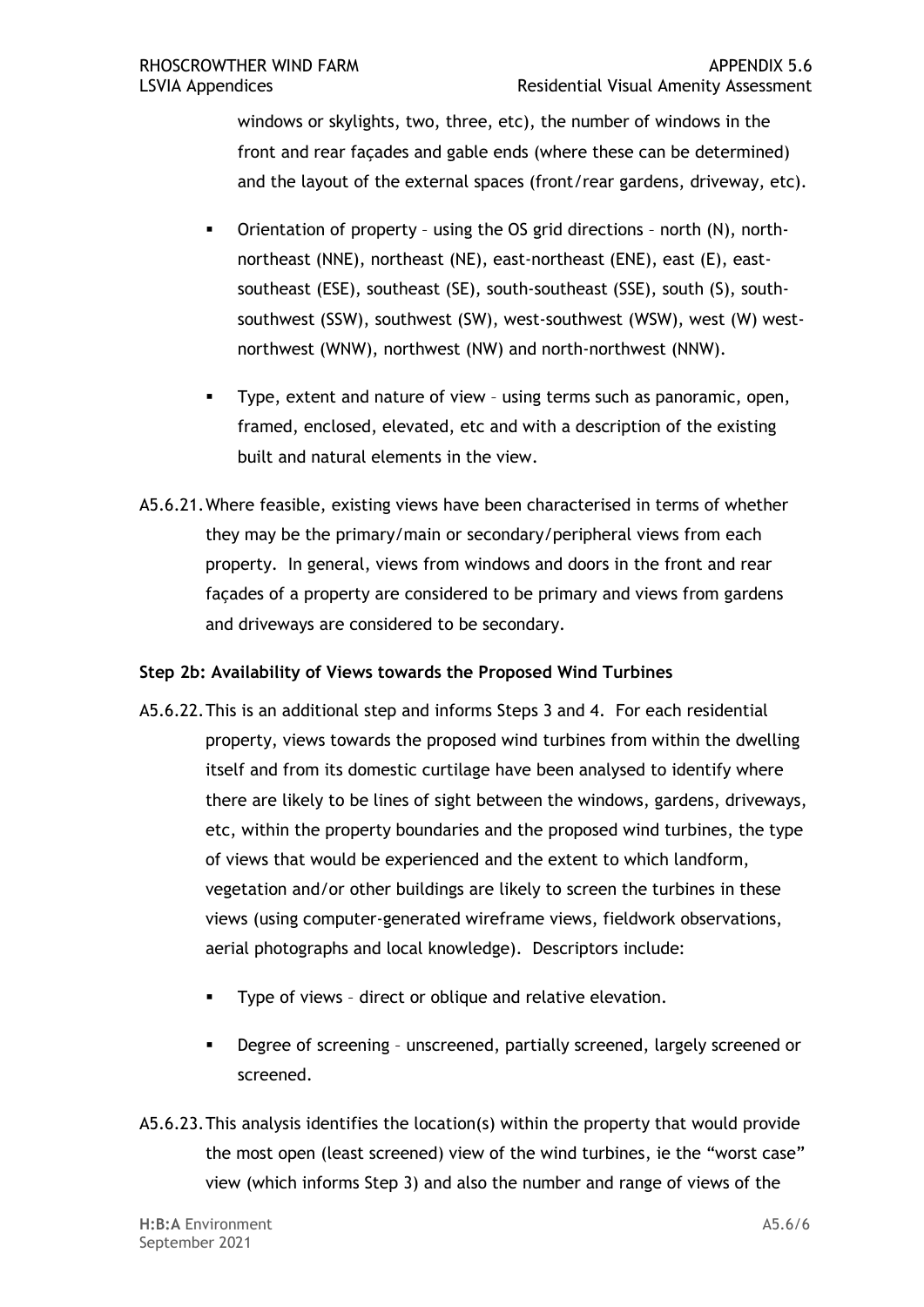windows or skylights, two, three, etc), the number of windows in the front and rear façades and gable ends (where these can be determined) and the layout of the external spaces (front/rear gardens, driveway, etc).

- Orientation of property – using the OS grid directions – north (N), north-northeast (NNE), northeast (NE), east-northeast (ENE), east (E), east-southeast (ESE), southeast (SE), south-southeast (SSE), south (S), south-southwest (SSW), southwest (SW), west-southwest (WSW), west (W) west-northwest (WNW), northwest (NW) and north-northwest (NNW).
- Type, extent and nature of view – using terms such as panoramic, open, framed, enclosed, elevated, etc and with a description of the existing built and natural elements in the view.

A5.6.21. Where feasible, existing views have been characterised in terms of whether they may be the primary/main or secondary/peripheral views from each property. In general, views from windows and doors in the front and rear façades of a property are considered to be primary and views from gardens and driveways are considered to be secondary.

**Step 2b: Availability of Views towards the Proposed Wind Turbines**

A5.6.22. This is an additional step and informs Steps 3 and 4. For each residential property, views towards the proposed wind turbines from within the dwelling itself and from its domestic curtilage have been analysed to identify where there are likely to be lines of sight between the windows, gardens, driveways, etc, within the property boundaries and the proposed wind turbines, the type of views that would be experienced and the extent to which landform, vegetation and/or other buildings are likely to screen the turbines in these views (using computer-generated wireframe views, fieldwork observations, aerial photographs and local knowledge). Descriptors include:

- Type of views – direct or oblique and relative elevation.
- Degree of screening – unscreened, partially screened, largely screened or screened.

A5.6.23. This analysis identifies the location(s) within the property that would provide the most open (least screened) view of the wind turbines, ie the "worst case" view (which informs Step 3) and also the number and range of views of the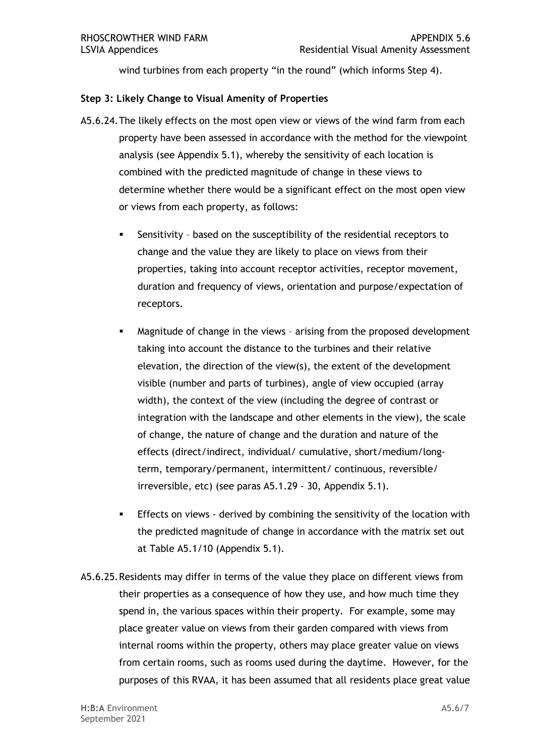wind turbines from each property “in the round” (which informs Step 4).

**Step 3: Likely Change to Visual Amenity of Properties**

A5.6.24. The likely effects on the most open view or views of the wind farm from each property have been assessed in accordance with the method for the viewpoint analysis (see Appendix 5.1), whereby the sensitivity of each location is combined with the predicted magnitude of change in these views to determine whether there would be a significant effect on the most open view or views from each property, as follows:

- Sensitivity – based on the susceptibility of the residential receptors to change and the value they are likely to place on views from their properties, taking into account receptor activities, receptor movement, duration and frequency of views, orientation and purpose/expectation of receptors.
- Magnitude of change in the views – arising from the proposed development taking into account the distance to the turbines and their relative elevation, the direction of the view(s), the extent of the development visible (number and parts of turbines), angle of view occupied (array width), the context of the view (including the degree of contrast or integration with the landscape and other elements in the view), the scale of change, the nature of change and the duration and nature of the effects (direct/indirect, individual/ cumulative, short/medium/long-term, temporary/permanent, intermittent/ continuous, reversible/ irreversible, etc) (see paras A5.1.29 - 30, Appendix 5.1).
- Effects on views - derived by combining the sensitivity of the location with the predicted magnitude of change in accordance with the matrix set out at Table A5.1/10 (Appendix 5.1).

A5.6.25. Residents may differ in terms of the value they place on different views from their properties as a consequence of how they use, and how much time they spend in, the various spaces within their property. For example, some may place greater value on views from their garden compared with views from internal rooms within the property, others may place greater value on views from certain rooms, such as rooms used during the daytime. However, for the purposes of this RVAA, it has been assumed that all residents place great value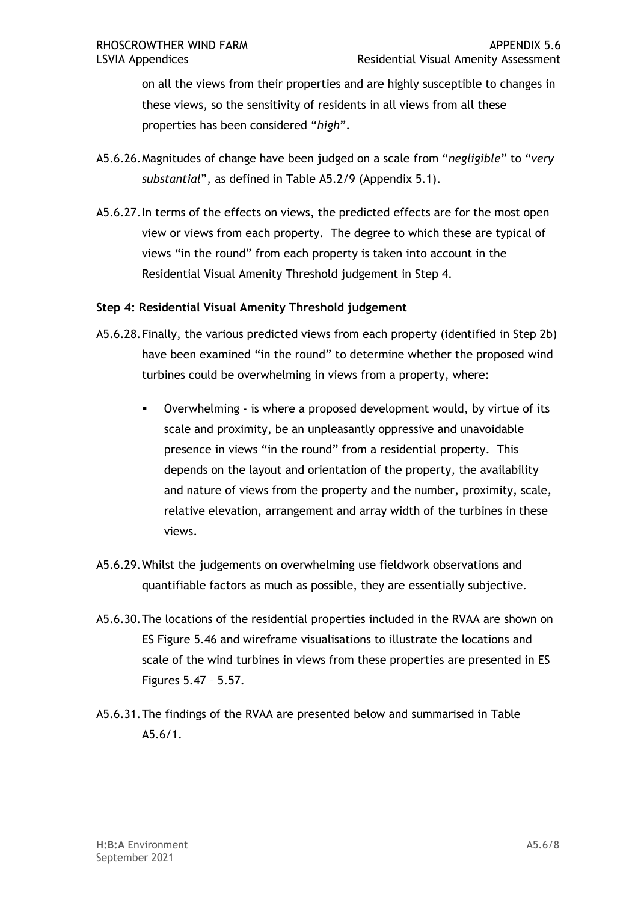on all the views from their properties and are highly susceptible to changes in these views, so the sensitivity of residents in all views from all these properties has been considered "*high*".

A5.6.26. Magnitudes of change have been judged on a scale from "*negligible*" to "*very substantial*", as defined in Table A5.2/9 (Appendix 5.1).

A5.6.27. In terms of the effects on views, the predicted effects are for the most open view or views from each property. The degree to which these are typical of views "in the round" from each property is taken into account in the Residential Visual Amenity Threshold judgement in Step 4.

**Step 4: Residential Visual Amenity Threshold judgement**

A5.6.28. Finally, the various predicted views from each property (identified in Step 2b) have been examined "in the round" to determine whether the proposed wind turbines could be overwhelming in views from a property, where:

- Overwhelming - is where a proposed development would, by virtue of its scale and proximity, be an unpleasantly oppressive and unavoidable presence in views "in the round" from a residential property. This depends on the layout and orientation of the property, the availability and nature of views from the property and the number, proximity, scale, relative elevation, arrangement and array width of the turbines in these views.

A5.6.29. Whilst the judgements on overwhelming use fieldwork observations and quantifiable factors as much as possible, they are essentially subjective.

A5.6.30. The locations of the residential properties included in the RVAA are shown on ES Figure 5.46 and wireframe visualisations to illustrate the locations and scale of the wind turbines in views from these properties are presented in ES Figures 5.47 – 5.57.

A5.6.31. The findings of the RVAA are presented below and summarised in Table A5.6/1.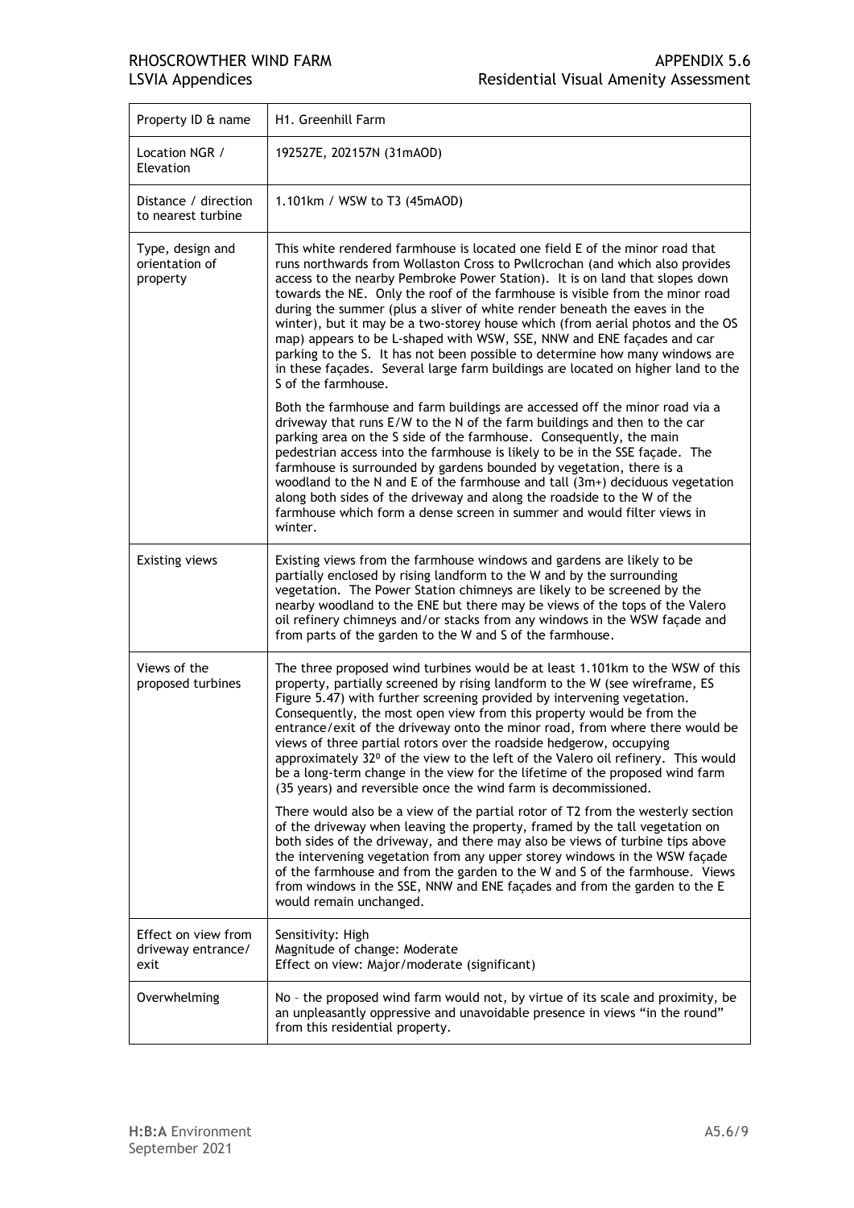| Property ID & name | H1. Greenhill Farm |
|---|---|
| Location NGR / Elevation | 192527E, 202157N (31mAOD) |
| Distance / direction to nearest turbine | 1.101km / WSW to T3 (45mAOD) |
| Type, design and orientation of property | This white rendered farmhouse is located one field E of the minor road that runs northwards from Wollaston Cross to Pwllcrochan (and which also provides access to the nearby Pembroke Power Station). It is on land that slopes down towards the NE. Only the roof of the farmhouse is visible from the minor road during the summer (plus a sliver of white render beneath the eaves in the winter), but it may be a two-storey house which (from aerial photos and the OS map) appears to be L-shaped with WSW, SSE, NNW and ENE façades and car parking to the S. It has not been possible to determine how many windows are in these façades. Several large farm buildings are located on higher land to the S of the farmhouse.<br><br>Both the farmhouse and farm buildings are accessed off the minor road via a driveway that runs E/W to the N of the farm buildings and then to the car parking area on the S side of the farmhouse. Consequently, the main pedestrian access into the farmhouse is likely to be in the SSE façade. The farmhouse is surrounded by gardens bounded by vegetation, there is a woodland to the N and E of the farmhouse and tall (3m+) deciduous vegetation along both sides of the driveway and along the roadside to the W of the farmhouse which form a dense screen in summer and would filter views in winter. |
| Existing views | Existing views from the farmhouse windows and gardens are likely to be partially enclosed by rising landform to the W and by the surrounding vegetation. The Power Station chimneys are likely to be screened by the nearby woodland to the ENE but there may be views of the tops of the Valero oil refinery chimneys and/or stacks from any windows in the WSW façade and from parts of the garden to the W and S of the farmhouse. |
| Views of the proposed turbines | The three proposed wind turbines would be at least 1.101km to the WSW of this property, partially screened by rising landform to the W (see wireframe, ES Figure 5.47) with further screening provided by intervening vegetation. Consequently, the most open view from this property would be from the entrance/exit of the driveway onto the minor road, from where there would be views of three partial rotors over the roadside hedgerow, occupying approximately 32° of the view to the left of the Valero oil refinery. This would be a long-term change in the view for the lifetime of the proposed wind farm (35 years) and reversible once the wind farm is decommissioned.<br><br>There would also be a view of the partial rotor of T2 from the westerly section of the driveway when leaving the property, framed by the tall vegetation on both sides of the driveway, and there may also be views of turbine tips above the intervening vegetation from any upper storey windows in the WSW façade of the farmhouse and from the garden to the W and S of the farmhouse. Views from windows in the SSE, NNW and ENE façades and from the garden to the E would remain unchanged. |
| Effect on view from driveway entrance/ exit | Sensitivity: High<br>Magnitude of change: Moderate<br>Effect on view: Major/moderate (significant) |
| Overwhelming | No – the proposed wind farm would not, by virtue of its scale and proximity, be an unpleasantly oppressive and unavoidable presence in views "in the round" from this residential property. |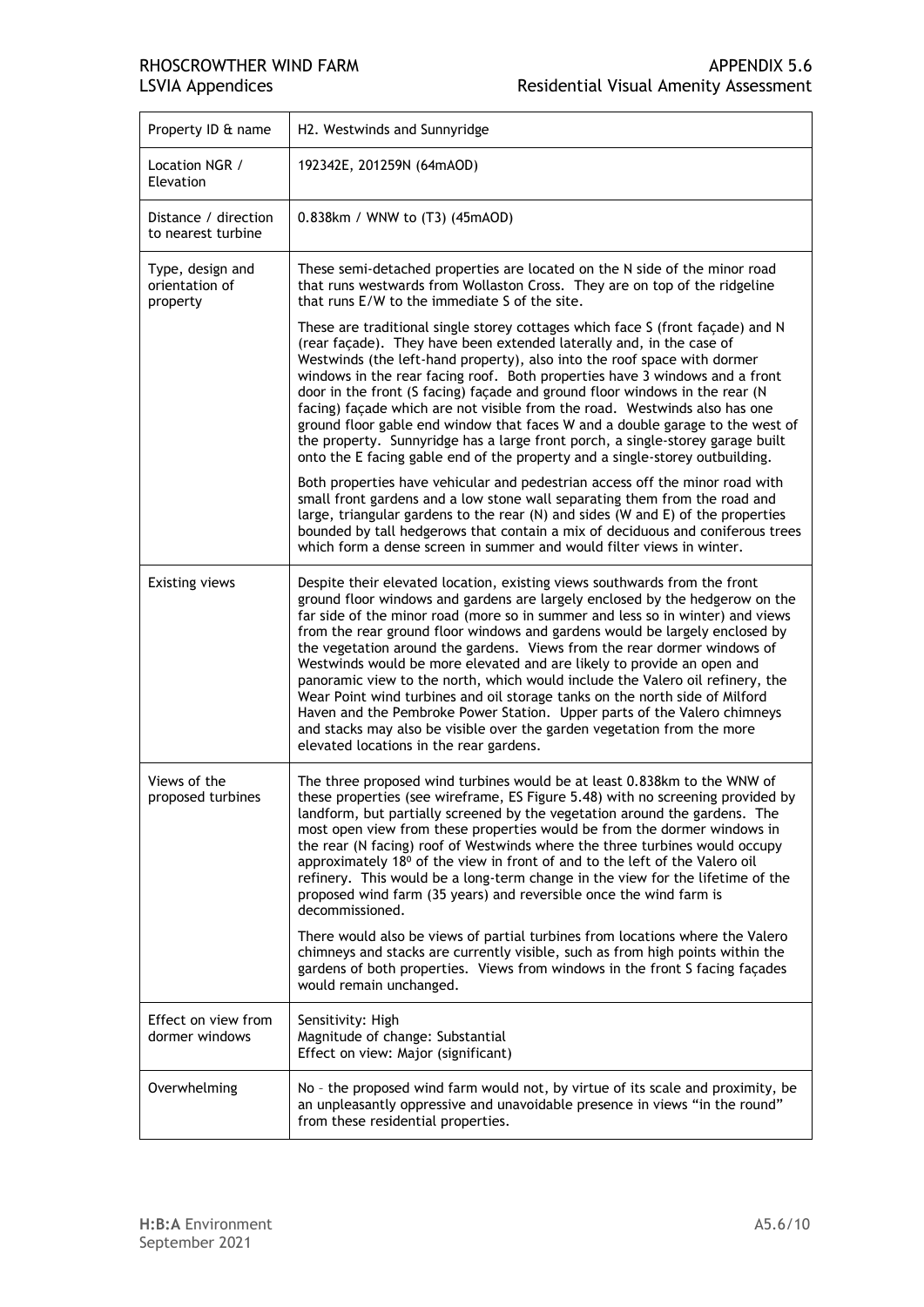| Property ID & name | H2. Westwinds and Sunnyridge |
| --- | --- |
| Location NGR / Elevation | 192342E, 201259N (64mAOD) |
| Distance / direction to nearest turbine | 0.838km / WNW to (T3) (45mAOD) |
| Type, design and orientation of property | These semi-detached properties are located on the N side of the minor road that runs westwards from Wollaston Cross. They are on top of the ridgeline that runs E/W to the immediate S of the site.<br><br>These are traditional single storey cottages which face S (front façade) and N (rear façade). They have been extended laterally and, in the case of Westwinds (the left-hand property), also into the roof space with dormer windows in the rear facing roof. Both properties have 3 windows and a front door in the front (S facing) façade and ground floor windows in the rear (N facing) façade which are not visible from the road. Westwinds also has one ground floor gable end window that faces W and a double garage to the west of the property. Sunnyridge has a large front porch, a single-storey garage built onto the E facing gable end of the property and a single-storey outbuilding.<br><br>Both properties have vehicular and pedestrian access off the minor road with small front gardens and a low stone wall separating them from the road and large, triangular gardens to the rear (N) and sides (W and E) of the properties bounded by tall hedgerows that contain a mix of deciduous and coniferous trees which form a dense screen in summer and would filter views in winter. |
| Existing views | Despite their elevated location, existing views southwards from the front ground floor windows and gardens are largely enclosed by the hedgerow on the far side of the minor road (more so in summer and less so in winter) and views from the rear ground floor windows and gardens would be largely enclosed by the vegetation around the gardens. Views from the rear dormer windows of Westwinds would be more elevated and are likely to provide an open and panoramic view to the north, which would include the Valero oil refinery, the Wear Point wind turbines and oil storage tanks on the north side of Milford Haven and the Pembroke Power Station. Upper parts of the Valero chimneys and stacks may also be visible over the garden vegetation from the more elevated locations in the rear gardens. |
| Views of the proposed turbines | The three proposed wind turbines would be at least 0.838km to the WNW of these properties (see wireframe, ES Figure 5.48) with no screening provided by landform, but partially screened by the vegetation around the gardens. The most open view from these properties would be from the dormer windows in the rear (N facing) roof of Westwinds where the three turbines would occupy approximately 18$^{0}$ of the view in front of and to the left of the Valero oil refinery. This would be a long-term change in the view for the lifetime of the proposed wind farm (35 years) and reversible once the wind farm is decommissioned.<br><br>There would also be views of partial turbines from locations where the Valero chimneys and stacks are currently visible, such as from high points within the gardens of both properties. Views from windows in the front S facing façades would remain unchanged. |
| Effect on view from dormer windows | Sensitivity: High<br>Magnitude of change: Substantial<br>Effect on view: Major (significant) |
| Overwhelming | No – the proposed wind farm would not, by virtue of its scale and proximity, be an unpleasantly oppressive and unavoidable presence in views "in the round" from these residential properties. |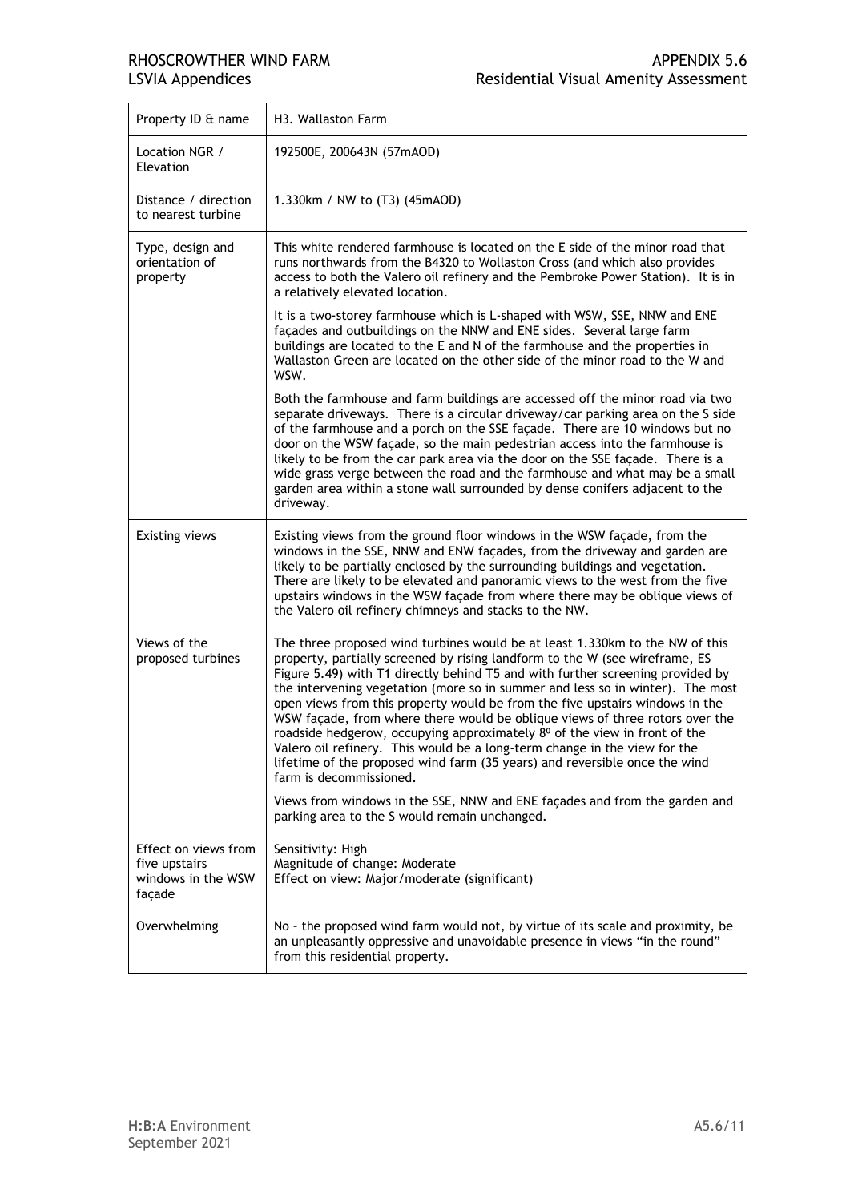| Property ID & name | H3. Wallaston Farm |
|---|---|
| Location NGR / Elevation | 192500E, 200643N (57mAOD) |
| Distance / direction to nearest turbine | 1.330km / NW to (T3) (45mAOD) |
| Type, design and orientation of property | This white rendered farmhouse is located on the E side of the minor road that runs northwards from the B4320 to Wollaston Cross (and which also provides access to both the Valero oil refinery and the Pembroke Power Station). It is in a relatively elevated location.<br><br>It is a two-storey farmhouse which is L-shaped with WSW, SSE, NNW and ENE façades and outbuildings on the NNW and ENE sides. Several large farm buildings are located to the E and N of the farmhouse and the properties in Wallaston Green are located on the other side of the minor road to the W and WSW.<br><br>Both the farmhouse and farm buildings are accessed off the minor road via two separate driveways. There is a circular driveway/car parking area on the S side of the farmhouse and a porch on the SSE façade. There are 10 windows but no door on the WSW façade, so the main pedestrian access into the farmhouse is likely to be from the car park area via the door on the SSE façade. There is a wide grass verge between the road and the farmhouse and what may be a small garden area within a stone wall surrounded by dense conifers adjacent to the driveway. |
| Existing views | Existing views from the ground floor windows in the WSW façade, from the windows in the SSE, NNW and ENW façades, from the driveway and garden are likely to be partially enclosed by the surrounding buildings and vegetation. There are likely to be elevated and panoramic views to the west from the five upstairs windows in the WSW façade from where there may be oblique views of the Valero oil refinery chimneys and stacks to the NW. |
| Views of the proposed turbines | The three proposed wind turbines would be at least 1.330km to the NW of this property, partially screened by rising landform to the W (see wireframe, ES Figure 5.49) with T1 directly behind T5 and with further screening provided by the intervening vegetation (more so in summer and less so in winter). The most open views from this property would be from the five upstairs windows in the WSW façade, from where there would be oblique views of three rotors over the roadside hedgerow, occupying approximately 8º of the view in front of the Valero oil refinery. This would be a long-term change in the view for the lifetime of the proposed wind farm (35 years) and reversible once the wind farm is decommissioned.<br><br>Views from windows in the SSE, NNW and ENE façades and from the garden and parking area to the S would remain unchanged. |
| Effect on views from five upstairs windows in the WSW façade | Sensitivity: High<br>Magnitude of change: Moderate<br>Effect on view: Major/moderate (significant) |
| Overwhelming | No – the proposed wind farm would not, by virtue of its scale and proximity, be an unpleasantly oppressive and unavoidable presence in views "in the round" from this residential property. |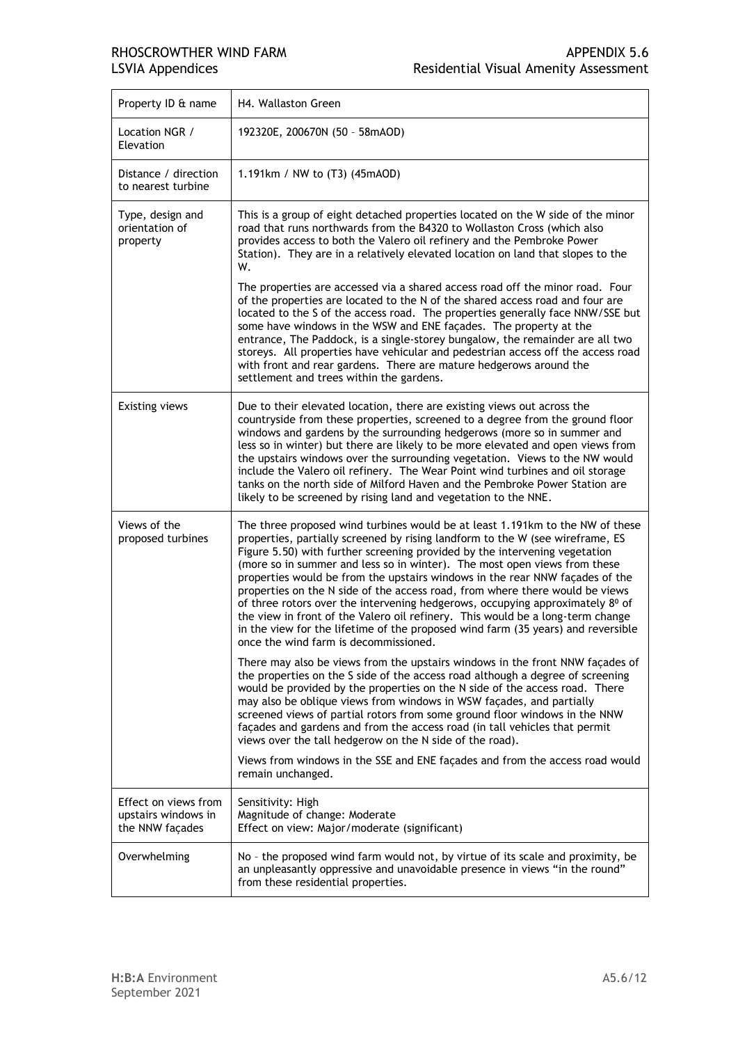| Property ID & name | H4. Wallaston Green |
|---|---|
| Location NGR / Elevation | 192320E, 200670N (50 – 58mAOD) |
| Distance / direction to nearest turbine | 1.191km / NW to (T3) (45mAOD) |
| Type, design and orientation of property | This is a group of eight detached properties located on the W side of the minor road that runs northwards from the B4320 to Wollaston Cross (which also provides access to both the Valero oil refinery and the Pembroke Power Station). They are in a relatively elevated location on land that slopes to the W.<br><br>The properties are accessed via a shared access road off the minor road. Four of the properties are located to the N of the shared access road and four are located to the S of the access road. The properties generally face NNW/SSE but some have windows in the WSW and ENE façades. The property at the entrance, The Paddock, is a single-storey bungalow, the remainder are all two storeys. All properties have vehicular and pedestrian access off the access road with front and rear gardens. There are mature hedgerows around the settlement and trees within the gardens. |
| Existing views | Due to their elevated location, there are existing views out across the countryside from these properties, screened to a degree from the ground floor windows and gardens by the surrounding hedgerows (more so in summer and less so in winter) but there are likely to be more elevated and open views from the upstairs windows over the surrounding vegetation. Views to the NW would include the Valero oil refinery. The Wear Point wind turbines and oil storage tanks on the north side of Milford Haven and the Pembroke Power Station are likely to be screened by rising land and vegetation to the NNE. |
| Views of the proposed turbines | The three proposed wind turbines would be at least 1.191km to the NW of these properties, partially screened by rising landform to the W (see wireframe, ES Figure 5.50) with further screening provided by the intervening vegetation (more so in summer and less so in winter). The most open views from these properties would be from the upstairs windows in the rear NNW façades of the properties on the N side of the access road, from where there would be views of three rotors over the intervening hedgerows, occupying approximately 8° of the view in front of the Valero oil refinery. This would be a long-term change in the view for the lifetime of the proposed wind farm (35 years) and reversible once the wind farm is decommissioned.<br><br>There may also be views from the upstairs windows in the front NNW façades of the properties on the S side of the access road although a degree of screening would be provided by the properties on the N side of the access road. There may also be oblique views from windows in WSW façades, and partially screened views of partial rotors from some ground floor windows in the NNW façades and gardens and from the access road (in tall vehicles that permit views over the tall hedgerow on the N side of the road).<br><br>Views from windows in the SSE and ENE façades and from the access road would remain unchanged. |
| Effect on views from upstairs windows in the NNW façades | Sensitivity: High<br>Magnitude of change: Moderate<br>Effect on view: Major/moderate (significant) |
| Overwhelming | No – the proposed wind farm would not, by virtue of its scale and proximity, be an unpleasantly oppressive and unavoidable presence in views "in the round" from these residential properties. |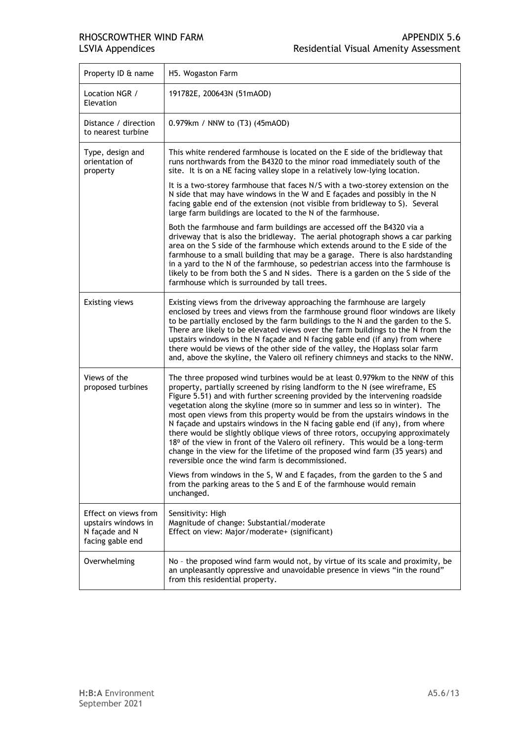| Property ID & name | H5. Wogaston Farm |
|---|---|
| Location NGR / Elevation | 191782E, 200643N (51mAOD) |
| Distance / direction to nearest turbine | 0.979km / NNW to (T3) (45mAOD) |
| Type, design and orientation of property | This white rendered farmhouse is located on the E side of the bridleway that runs northwards from the B4320 to the minor road immediately south of the site. It is on a NE facing valley slope in a relatively low-lying location.<br><br>It is a two-storey farmhouse that faces N/S with a two-storey extension on the N side that may have windows in the W and E façades and possibly in the N facing gable end of the extension (not visible from bridleway to S). Several large farm buildings are located to the N of the farmhouse.<br><br>Both the farmhouse and farm buildings are accessed off the B4320 via a driveway that is also the bridleway. The aerial photograph shows a car parking area on the S side of the farmhouse which extends around to the E side of the farmhouse to a small building that may be a garage. There is also hardstanding in a yard to the N of the farmhouse, so pedestrian access into the farmhouse is likely to be from both the S and N sides. There is a garden on the S side of the farmhouse which is surrounded by tall trees. |
| Existing views | Existing views from the driveway approaching the farmhouse are largely enclosed by trees and views from the farmhouse ground floor windows are likely to be partially enclosed by the farm buildings to the N and the garden to the S. There are likely to be elevated views over the farm buildings to the N from the upstairs windows in the N façade and N facing gable end (if any) from where there would be views of the other side of the valley, the Hoplass solar farm and, above the skyline, the Valero oil refinery chimneys and stacks to the NNW. |
| Views of the proposed turbines | The three proposed wind turbines would be at least 0.979km to the NNW of this property, partially screened by rising landform to the N (see wireframe, ES Figure 5.51) and with further screening provided by the intervening roadside vegetation along the skyline (more so in summer and less so in winter). The most open views from this property would be from the upstairs windows in the N façade and upstairs windows in the N facing gable end (if any), from where there would be slightly oblique views of three rotors, occupying approximately 18º of the view in front of the Valero oil refinery. This would be a long-term change in the view for the lifetime of the proposed wind farm (35 years) and reversible once the wind farm is decommissioned.<br><br>Views from windows in the S, W and E façades, from the garden to the S and from the parking areas to the S and E of the farmhouse would remain unchanged. |
| Effect on views from upstairs windows in N façade and N facing gable end | Sensitivity: High<br>Magnitude of change: Substantial/moderate<br>Effect on view: Major/moderate+ (significant) |
| Overwhelming | No – the proposed wind farm would not, by virtue of its scale and proximity, be an unpleasantly oppressive and unavoidable presence in views "in the round" from this residential property. |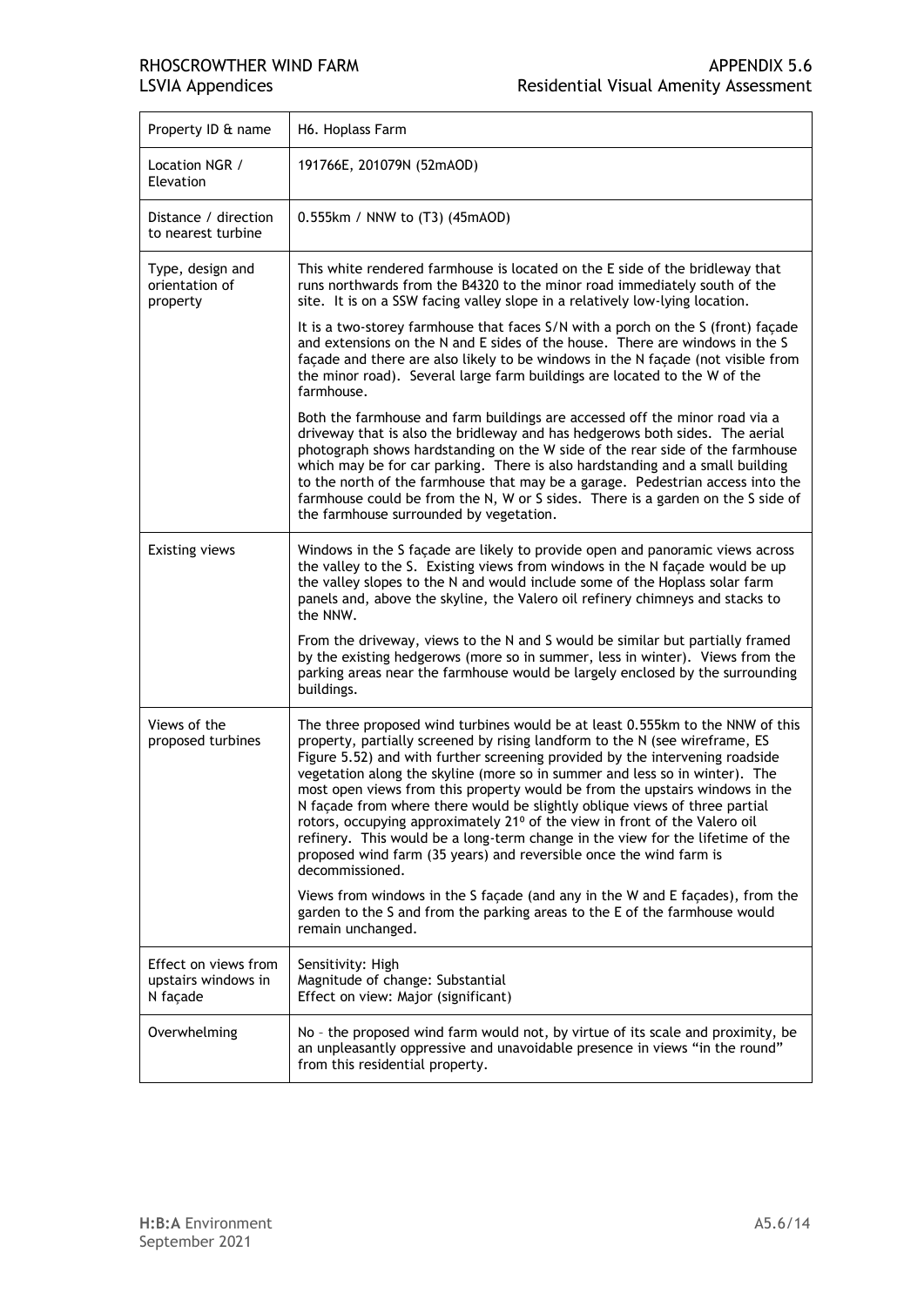| Property ID & name | H6. Hoplass Farm |
|---|---|
| Location NGR / Elevation | 191766E, 201079N (52mAOD) |
| Distance / direction to nearest turbine | 0.555km / NNW to (T3) (45mAOD) |
| Type, design and orientation of property | This white rendered farmhouse is located on the E side of the bridleway that runs northwards from the B4320 to the minor road immediately south of the site. It is on a SSW facing valley slope in a relatively low-lying location.<br><br>It is a two-storey farmhouse that faces S/N with a porch on the S (front) façade and extensions on the N and E sides of the house. There are windows in the S façade and there are also likely to be windows in the N façade (not visible from the minor road). Several large farm buildings are located to the W of the farmhouse.<br><br>Both the farmhouse and farm buildings are accessed off the minor road via a driveway that is also the bridleway and has hedgerows both sides. The aerial photograph shows hardstanding on the W side of the rear side of the farmhouse which may be for car parking. There is also hardstanding and a small building to the north of the farmhouse that may be a garage. Pedestrian access into the farmhouse could be from the N, W or S sides. There is a garden on the S side of the farmhouse surrounded by vegetation. |
| Existing views | Windows in the S façade are likely to provide open and panoramic views across the valley to the S. Existing views from windows in the N façade would be up the valley slopes to the N and would include some of the Hoplass solar farm panels and, above the skyline, the Valero oil refinery chimneys and stacks to the NNW.<br><br>From the driveway, views to the N and S would be similar but partially framed by the existing hedgerows (more so in summer, less in winter). Views from the parking areas near the farmhouse would be largely enclosed by the surrounding buildings. |
| Views of the proposed turbines | The three proposed wind turbines would be at least 0.555km to the NNW of this property, partially screened by rising landform to the N (see wireframe, ES Figure 5.52) and with further screening provided by the intervening roadside vegetation along the skyline (more so in summer and less so in winter). The most open views from this property would be from the upstairs windows in the N façade from where there would be slightly oblique views of three partial rotors, occupying approximately 21° of the view in front of the Valero oil refinery. This would be a long-term change in the view for the lifetime of the proposed wind farm (35 years) and reversible once the wind farm is decommissioned.<br><br>Views from windows in the S façade (and any in the W and E façades), from the garden to the S and from the parking areas to the E of the farmhouse would remain unchanged. |
| Effect on views from upstairs windows in N façade | Sensitivity: High<br>Magnitude of change: Substantial<br>Effect on view: Major (significant) |
| Overwhelming | No – the proposed wind farm would not, by virtue of its scale and proximity, be an unpleasantly oppressive and unavoidable presence in views "in the round" from this residential property. |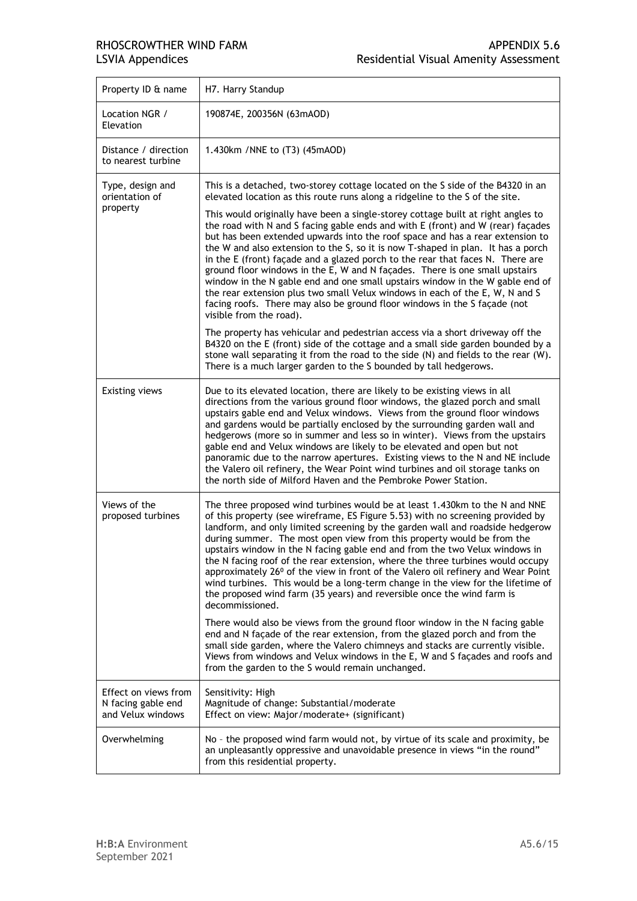| Property ID & name | H7. Harry Standup |
|---|---|
| Location NGR / Elevation | 190874E, 200356N (63mAOD) |
| Distance / direction to nearest turbine | 1.430km /NNE to (T3) (45mAOD) |
| Type, design and orientation of property | This is a detached, two-storey cottage located on the S side of the B4320 in an elevated location as this route runs along a ridgeline to the S of the site.<br><br>This would originally have been a single-storey cottage built at right angles to the road with N and S facing gable ends and with E (front) and W (rear) façades but has been extended upwards into the roof space and has a rear extension to the W and also extension to the S, so it is now T-shaped in plan. It has a porch in the E (front) façade and a glazed porch to the rear that faces N. There are ground floor windows in the E, W and N façades. There is one small upstairs window in the N gable end and one small upstairs window in the W gable end of the rear extension plus two small Velux windows in each of the E, W, N and S facing roofs. There may also be ground floor windows in the S façade (not visible from the road).<br><br>The property has vehicular and pedestrian access via a short driveway off the B4320 on the E (front) side of the cottage and a small side garden bounded by a stone wall separating it from the road to the side (N) and fields to the rear (W). There is a much larger garden to the S bounded by tall hedgerows. |
| Existing views | Due to its elevated location, there are likely to be existing views in all directions from the various ground floor windows, the glazed porch and small upstairs gable end and Velux windows. Views from the ground floor windows and gardens would be partially enclosed by the surrounding garden wall and hedgerows (more so in summer and less so in winter). Views from the upstairs gable end and Velux windows are likely to be elevated and open but not panoramic due to the narrow apertures. Existing views to the N and NE include the Valero oil refinery, the Wear Point wind turbines and oil storage tanks on the north side of Milford Haven and the Pembroke Power Station. |
| Views of the proposed turbines | The three proposed wind turbines would be at least 1.430km to the N and NNE of this property (see wireframe, ES Figure 5.53) with no screening provided by landform, and only limited screening by the garden wall and roadside hedgerow during summer. The most open view from this property would be from the upstairs window in the N facing gable end and from the two Velux windows in the N facing roof of the rear extension, where the three turbines would occupy approximately 26⁰ of the view in front of the Valero oil refinery and Wear Point wind turbines. This would be a long-term change in the view for the lifetime of the proposed wind farm (35 years) and reversible once the wind farm is decommissioned.<br><br>There would also be views from the ground floor window in the N facing gable end and N façade of the rear extension, from the glazed porch and from the small side garden, where the Valero chimneys and stacks are currently visible. Views from windows and Velux windows in the E, W and S façades and roofs and from the garden to the S would remain unchanged. |
| Effect on views from N facing gable end and Velux windows | Sensitivity: High<br>Magnitude of change: Substantial/moderate<br>Effect on view: Major/moderate+ (significant) |
| Overwhelming | No – the proposed wind farm would not, by virtue of its scale and proximity, be an unpleasantly oppressive and unavoidable presence in views "in the round" from this residential property. |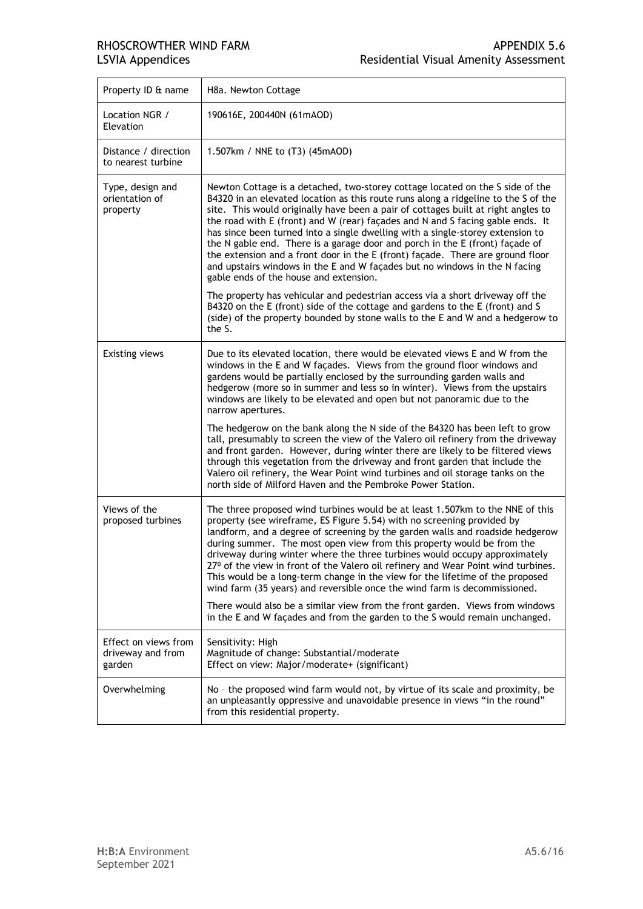| Property ID & name | H8a. Newton Cottage |
| --- | --- |
| Location NGR / Elevation | 190616E, 200440N (61mAOD) |
| Distance / direction to nearest turbine | 1.507km / NNE to (T3) (45mAOD) |
| Type, design and orientation of property | Newton Cottage is a detached, two-storey cottage located on the S side of the B4320 in an elevated location as this route runs along a ridgeline to the S of the site. This would originally have been a pair of cottages built at right angles to the road with E (front) and W (rear) façades and N and S facing gable ends. It has since been turned into a single dwelling with a single-storey extension to the N gable end. There is a garage door and porch in the E (front) façade of the extension and a front door in the E (front) façade. There are ground floor and upstairs windows in the E and W façades but no windows in the N facing gable ends of the house and extension.<br><br>The property has vehicular and pedestrian access via a short driveway off the B4320 on the E (front) side of the cottage and gardens to the E (front) and S (side) of the property bounded by stone walls to the E and W and a hedgerow to the S. |
| Existing views | Due to its elevated location, there would be elevated views E and W from the windows in the E and W façades. Views from the ground floor windows and gardens would be partially enclosed by the surrounding garden walls and hedgerow (more so in summer and less so in winter). Views from the upstairs windows are likely to be elevated and open but not panoramic due to the narrow apertures.<br><br>The hedgerow on the bank along the N side of the B4320 has been left to grow tall, presumably to screen the view of the Valero oil refinery from the driveway and front garden. However, during winter there are likely to be filtered views through this vegetation from the driveway and front garden that include the Valero oil refinery, the Wear Point wind turbines and oil storage tanks on the north side of Milford Haven and the Pembroke Power Station. |
| Views of the proposed turbines | The three proposed wind turbines would be at least 1.507km to the NNE of this property (see wireframe, ES Figure 5.54) with no screening provided by landform, and a degree of screening by the garden walls and roadside hedgerow during summer. The most open view from this property would be from the driveway during winter where the three turbines would occupy approximately 27º of the view in front of the Valero oil refinery and Wear Point wind turbines. This would be a long-term change in the view for the lifetime of the proposed wind farm (35 years) and reversible once the wind farm is decommissioned.<br><br>There would also be a similar view from the front garden. Views from windows in the E and W façades and from the garden to the S would remain unchanged. |
| Effect on views from driveway and from garden | Sensitivity: High<br>Magnitude of change: Substantial/moderate<br>Effect on view: Major/moderate+ (significant) |
| Overwhelming | No – the proposed wind farm would not, by virtue of its scale and proximity, be an unpleasantly oppressive and unavoidable presence in views "in the round" from this residential property. |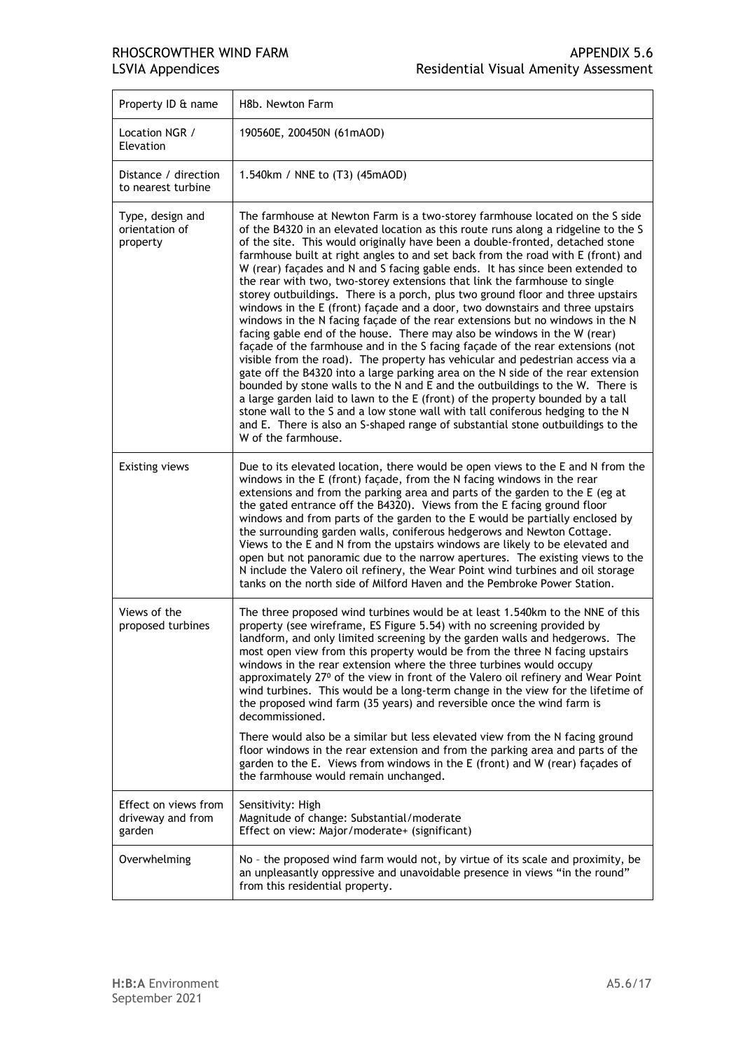| Property ID & name | H8b. Newton Farm |
|---|---|
| Location NGR / Elevation | 190560E, 200450N (61mAOD) |
| Distance / direction to nearest turbine | 1.540km / NNE to (T3) (45mAOD) |
| Type, design and orientation of property | The farmhouse at Newton Farm is a two-storey farmhouse located on the S side of the B4320 in an elevated location as this route runs along a ridgeline to the S of the site. This would originally have been a double-fronted, detached stone farmhouse built at right angles to and set back from the road with E (front) and W (rear) façades and N and S facing gable ends. It has since been extended to the rear with two, two-storey extensions that link the farmhouse to single storey outbuildings. There is a porch, plus two ground floor and three upstairs windows in the E (front) façade and a door, two downstairs and three upstairs windows in the N facing façade of the rear extensions but no windows in the N facing gable end of the house. There may also be windows in the W (rear) façade of the farmhouse and in the S facing façade of the rear extensions (not visible from the road). The property has vehicular and pedestrian access via a gate off the B4320 into a large parking area on the N side of the rear extension bounded by stone walls to the N and E and the outbuildings to the W. There is a large garden laid to lawn to the E (front) of the property bounded by a tall stone wall to the S and a low stone wall with tall coniferous hedging to the N and E. There is also an S-shaped range of substantial stone outbuildings to the W of the farmhouse. |
| Existing views | Due to its elevated location, there would be open views to the E and N from the windows in the E (front) façade, from the N facing windows in the rear extensions and from the parking area and parts of the garden to the E (eg at the gated entrance off the B4320). Views from the E facing ground floor windows and from parts of the garden to the E would be partially enclosed by the surrounding garden walls, coniferous hedgerows and Newton Cottage. Views to the E and N from the upstairs windows are likely to be elevated and open but not panoramic due to the narrow apertures. The existing views to the N include the Valero oil refinery, the Wear Point wind turbines and oil storage tanks on the north side of Milford Haven and the Pembroke Power Station. |
| Views of the proposed turbines | The three proposed wind turbines would be at least 1.540km to the NNE of this property (see wireframe, ES Figure 5.54) with no screening provided by landform, and only limited screening by the garden walls and hedgerows. The most open view from this property would be from the three N facing upstairs windows in the rear extension where the three turbines would occupy approximately 27º of the view in front of the Valero oil refinery and Wear Point wind turbines. This would be a long-term change in the view for the lifetime of the proposed wind farm (35 years) and reversible once the wind farm is decommissioned.<br><br>There would also be a similar but less elevated view from the N facing ground floor windows in the rear extension and from the parking area and parts of the garden to the E. Views from windows in the E (front) and W (rear) façades of the farmhouse would remain unchanged. |
| Effect on views from driveway and from garden | Sensitivity: High<br>Magnitude of change: Substantial/moderate<br>Effect on view: Major/moderate+ (significant) |
| Overwhelming | No – the proposed wind farm would not, by virtue of its scale and proximity, be an unpleasantly oppressive and unavoidable presence in views "in the round" from this residential property. |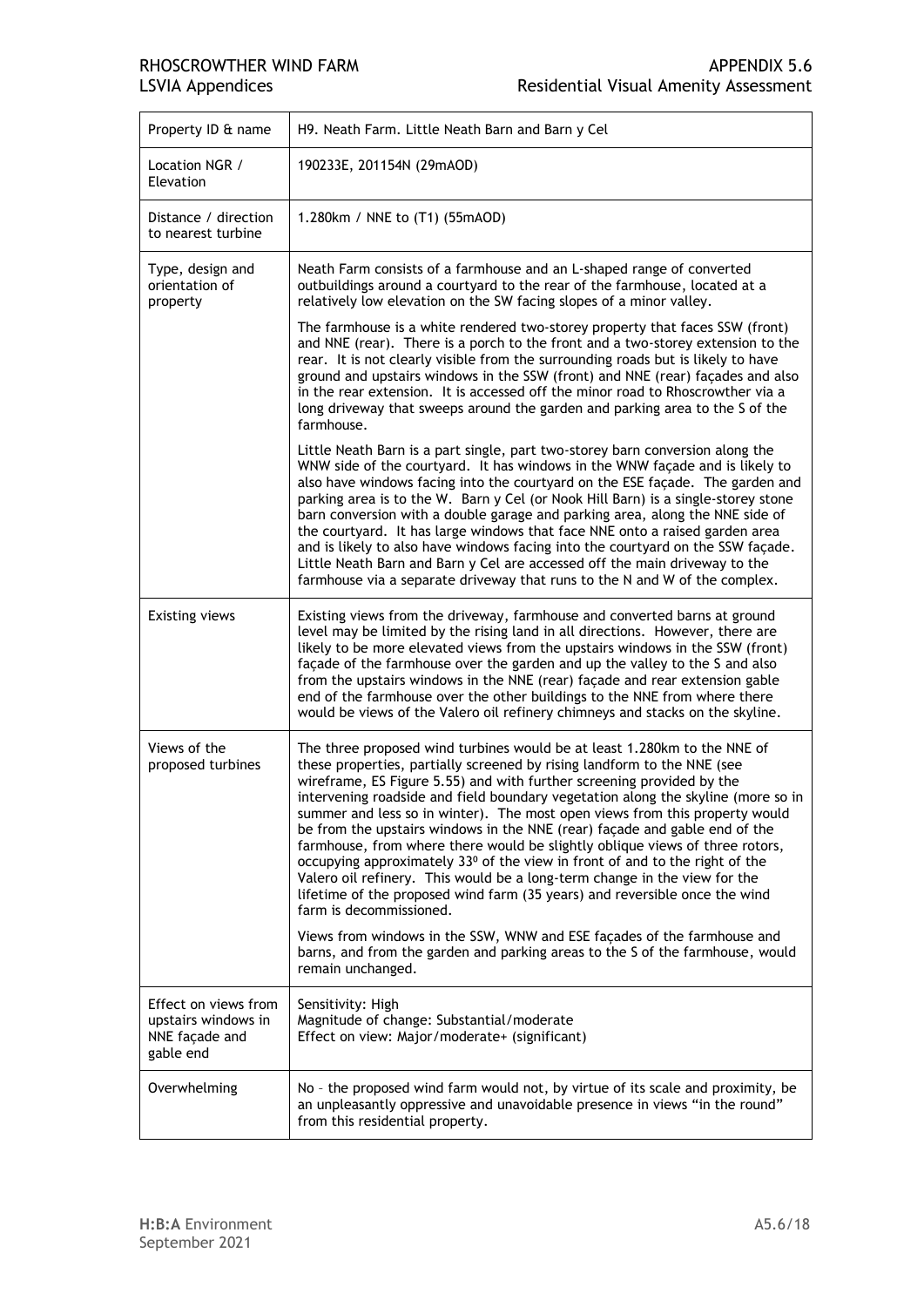| Property ID & name | H9. Neath Farm. Little Neath Barn and Barn y Cel |
|---|---|
| Location NGR / Elevation | 190233E, 201154N (29mAOD) |
| Distance / direction to nearest turbine | 1.280km / NNE to (T1) (55mAOD) |
| Type, design and orientation of property | Neath Farm consists of a farmhouse and an L-shaped range of converted outbuildings around a courtyard to the rear of the farmhouse, located at a relatively low elevation on the SW facing slopes of a minor valley.<br><br>The farmhouse is a white rendered two-storey property that faces SSW (front) and NNE (rear). There is a porch to the front and a two-storey extension to the rear. It is not clearly visible from the surrounding roads but is likely to have ground and upstairs windows in the SSW (front) and NNE (rear) façades and also in the rear extension. It is accessed off the minor road to Rhoscrowther via a long driveway that sweeps around the garden and parking area to the S of the farmhouse.<br><br>Little Neath Barn is a part single, part two-storey barn conversion along the WNW side of the courtyard. It has windows in the WNW façade and is likely to also have windows facing into the courtyard on the ESE façade. The garden and parking area is to the W. Barn y Cel (or Nook Hill Barn) is a single-storey stone barn conversion with a double garage and parking area, along the NNE side of the courtyard. It has large windows that face NNE onto a raised garden area and is likely to also have windows facing into the courtyard on the SSW façade. Little Neath Barn and Barn y Cel are accessed off the main driveway to the farmhouse via a separate driveway that runs to the N and W of the complex. |
| Existing views | Existing views from the driveway, farmhouse and converted barns at ground level may be limited by the rising land in all directions. However, there are likely to be more elevated views from the upstairs windows in the SSW (front) façade of the farmhouse over the garden and up the valley to the S and also from the upstairs windows in the NNE (rear) façade and rear extension gable end of the farmhouse over the other buildings to the NNE from where there would be views of the Valero oil refinery chimneys and stacks on the skyline. |
| Views of the proposed turbines | The three proposed wind turbines would be at least 1.280km to the NNE of these properties, partially screened by rising landform to the NNE (see wireframe, ES Figure 5.55) and with further screening provided by the intervening roadside and field boundary vegetation along the skyline (more so in summer and less so in winter). The most open views from this property would be from the upstairs windows in the NNE (rear) façade and gable end of the farmhouse, from where there would be slightly oblique views of three rotors, occupying approximately 33º of the view in front of and to the right of the Valero oil refinery. This would be a long-term change in the view for the lifetime of the proposed wind farm (35 years) and reversible once the wind farm is decommissioned.<br><br>Views from windows in the SSW, WNW and ESE façades of the farmhouse and barns, and from the garden and parking areas to the S of the farmhouse, would remain unchanged. |
| Effect on views from upstairs windows in NNE façade and gable end | Sensitivity: High<br>Magnitude of change: Substantial/moderate<br>Effect on view: Major/moderate+ (significant) |
| Overwhelming | No – the proposed wind farm would not, by virtue of its scale and proximity, be an unpleasantly oppressive and unavoidable presence in views "in the round" from this residential property. |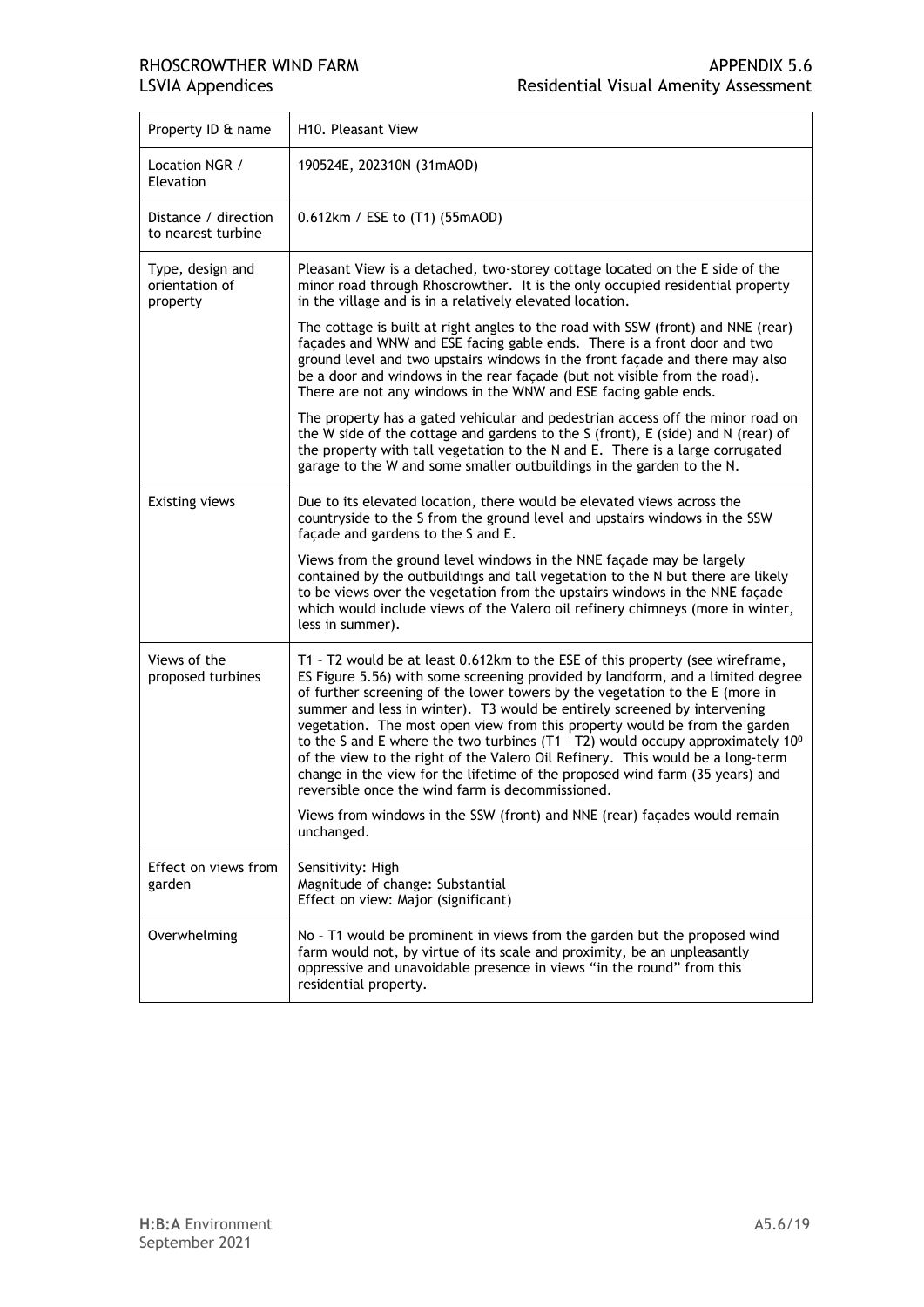| Property ID & name | H10. Pleasant View |
| --- | --- |
| Location NGR / Elevation | 190524E, 202310N (31mAOD) |
| Distance / direction to nearest turbine | 0.612km / ESE to (T1) (55mAOD) |
| Type, design and orientation of property | Pleasant View is a detached, two-storey cottage located on the E side of the minor road through Rhoscrowther. It is the only occupied residential property in the village and is in a relatively elevated location.<br><br>The cottage is built at right angles to the road with SSW (front) and NNE (rear) façades and WNW and ESE facing gable ends. There is a front door and two ground level and two upstairs windows in the front façade and there may also be a door and windows in the rear façade (but not visible from the road). There are not any windows in the WNW and ESE facing gable ends.<br><br>The property has a gated vehicular and pedestrian access off the minor road on the W side of the cottage and gardens to the S (front), E (side) and N (rear) of the property with tall vegetation to the N and E. There is a large corrugated garage to the W and some smaller outbuildings in the garden to the N. |
| Existing views | Due to its elevated location, there would be elevated views across the countryside to the S from the ground level and upstairs windows in the SSW façade and gardens to the S and E.<br><br>Views from the ground level windows in the NNE façade may be largely contained by the outbuildings and tall vegetation to the N but there are likely to be views over the vegetation from the upstairs windows in the NNE façade which would include views of the Valero oil refinery chimneys (more in winter, less in summer). |
| Views of the proposed turbines | T1 – T2 would be at least 0.612km to the ESE of this property (see wireframe, ES Figure 5.56) with some screening provided by landform, and a limited degree of further screening of the lower towers by the vegetation to the E (more in summer and less in winter). T3 would be entirely screened by intervening vegetation. The most open view from this property would be from the garden to the S and E where the two turbines (T1 – T2) would occupy approximately 10⁰ of the view to the right of the Valero Oil Refinery. This would be a long-term change in the view for the lifetime of the proposed wind farm (35 years) and reversible once the wind farm is decommissioned.<br><br>Views from windows in the SSW (front) and NNE (rear) façades would remain unchanged. |
| Effect on views from garden | Sensitivity: High<br>Magnitude of change: Substantial<br>Effect on view: Major (significant) |
| Overwhelming | No – T1 would be prominent in views from the garden but the proposed wind farm would not, by virtue of its scale and proximity, be an unpleasantly oppressive and unavoidable presence in views "in the round" from this residential property. |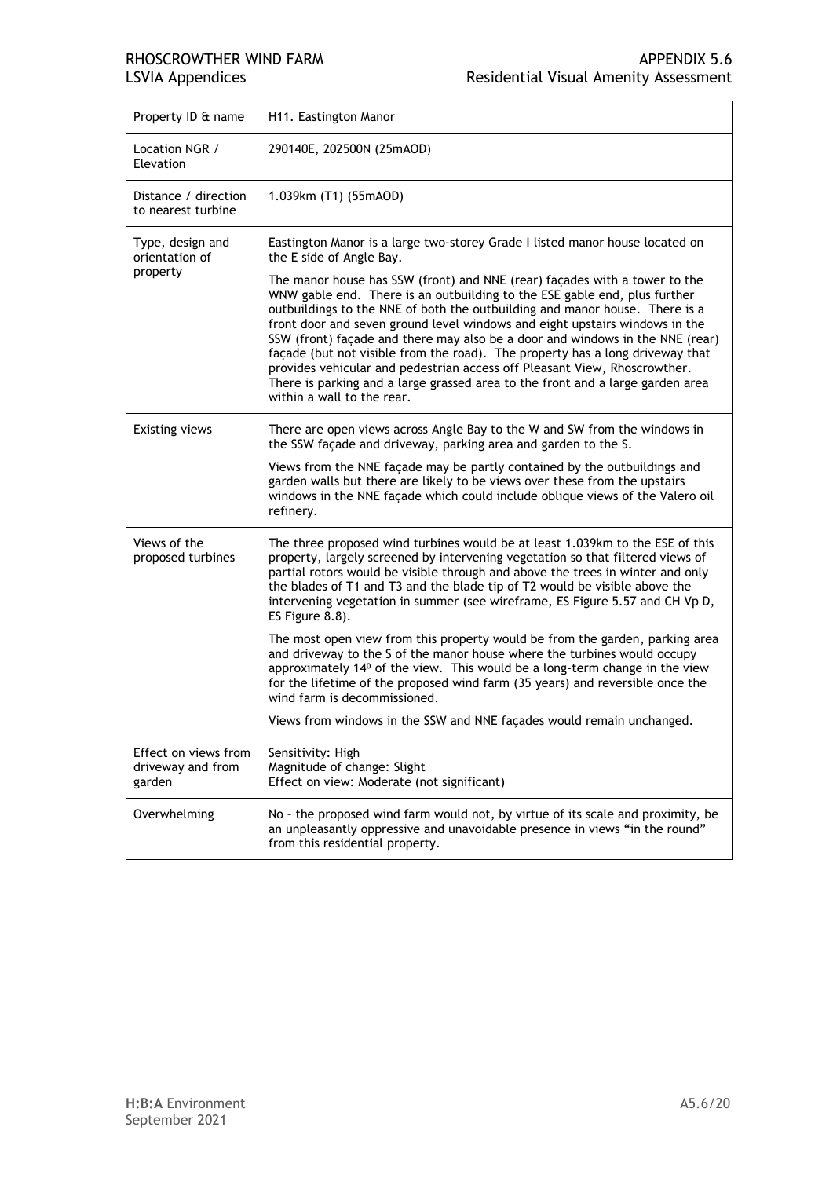| Property ID & name | H11. Eastington Manor |
|---|---|
| Location NGR / Elevation | 290140E, 202500N (25mAOD) |
| Distance / direction to nearest turbine | 1.039km (T1) (55mAOD) |
| Type, design and orientation of property | Eastington Manor is a large two-storey Grade I listed manor house located on the E side of Angle Bay.<br><br>The manor house has SSW (front) and NNE (rear) façades with a tower to the WNW gable end. There is an outbuilding to the ESE gable end, plus further outbuildings to the NNE of both the outbuilding and manor house. There is a front door and seven ground level windows and eight upstairs windows in the SSW (front) façade and there may also be a door and windows in the NNE (rear) façade (but not visible from the road). The property has a long driveway that provides vehicular and pedestrian access off Pleasant View, Rhoscrowther. There is parking and a large grassed area to the front and a large garden area within a wall to the rear. |
| Existing views | There are open views across Angle Bay to the W and SW from the windows in the SSW façade and driveway, parking area and garden to the S.<br><br>Views from the NNE façade may be partly contained by the outbuildings and garden walls but there are likely to be views over these from the upstairs windows in the NNE façade which could include oblique views of the Valero oil refinery. |
| Views of the proposed turbines | The three proposed wind turbines would be at least 1.039km to the ESE of this property, largely screened by intervening vegetation so that filtered views of partial rotors would be visible through and above the trees in winter and only the blades of T1 and T3 and the blade tip of T2 would be visible above the intervening vegetation in summer (see wireframe, ES Figure 5.57 and CH Vp D, ES Figure 8.8).<br><br>The most open view from this property would be from the garden, parking area and driveway to the S of the manor house where the turbines would occupy approximately 14° of the view. This would be a long-term change in the view for the lifetime of the proposed wind farm (35 years) and reversible once the wind farm is decommissioned.<br><br>Views from windows in the SSW and NNE façades would remain unchanged. |
| Effect on views from driveway and from garden | Sensitivity: High<br>Magnitude of change: Slight<br>Effect on view: Moderate (not significant) |
| Overwhelming | No – the proposed wind farm would not, by virtue of its scale and proximity, be an unpleasantly oppressive and unavoidable presence in views "in the round" from this residential property. |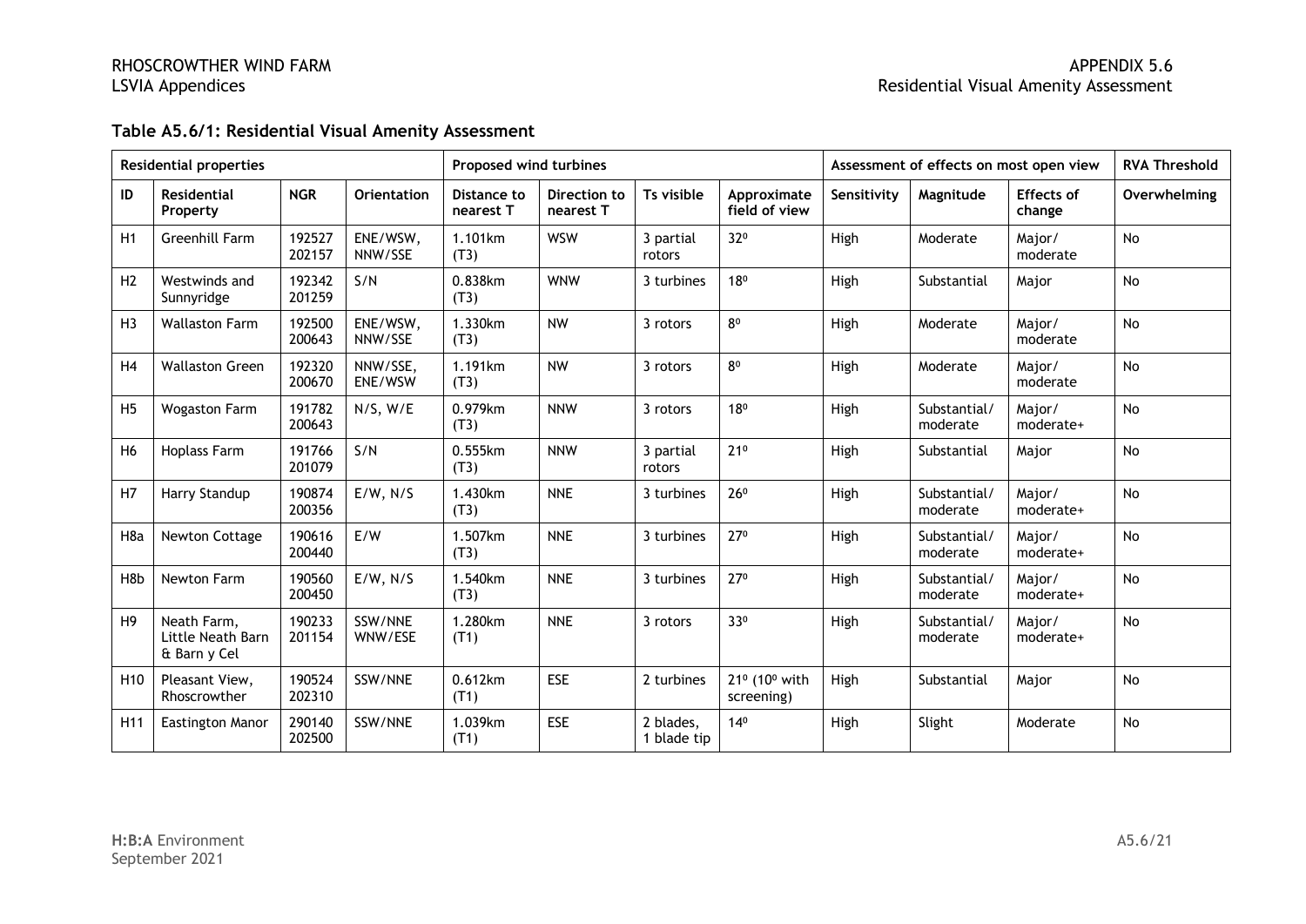## Table A5.6/1: Residential Visual Amenity Assessment

| Residential properties | | | | Proposed wind turbines | | | | Assessment of effects on most open view | | | RVA Threshold |
|---|---|---|---|---|---|---|---|---|---|---|---|
| ID | Residential Property | NGR | Orientation | Distance to nearest T | Direction to nearest T | Ts visible | Approximate field of view | Sensitivity | Magnitude | Effects of change | Overwhelming |
| H1 | Greenhill Farm | 192527 202157 | ENE/WSW, NNW/SSE | 1.101km (T3) | WSW | 3 partial rotors | 32º | High | Moderate | Major/ moderate | No |
| H2 | Westwinds and Sunnyridge | 192342 201259 | S/N | 0.838km (T3) | WNW | 3 turbines | 18º | High | Substantial | Major | No |
| H3 | Wallaston Farm | 192500 200643 | ENE/WSW, NNW/SSE | 1.330km (T3) | NW | 3 rotors | 8º | High | Moderate | Major/ moderate | No |
| H4 | Wallaston Green | 192320 200670 | NNW/SSE, ENE/WSW | 1.191km (T3) | NW | 3 rotors | 8º | High | Moderate | Major/ moderate | No |
| H5 | Wogaston Farm | 191782 200643 | N/S, W/E | 0.979km (T3) | NNW | 3 rotors | 18º | High | Substantial/ moderate | Major/ moderate+ | No |
| H6 | Hoplass Farm | 191766 201079 | S/N | 0.555km (T3) | NNW | 3 partial rotors | 21º | High | Substantial | Major | No |
| H7 | Harry Standup | 190874 200356 | E/W, N/S | 1.430km (T3) | NNE | 3 turbines | 26º | High | Substantial/ moderate | Major/ moderate+ | No |
| H8a | Newton Cottage | 190616 200440 | E/W | 1.507km (T3) | NNE | 3 turbines | 27º | High | Substantial/ moderate | Major/ moderate+ | No |
| H8b | Newton Farm | 190560 200450 | E/W, N/S | 1.540km (T3) | NNE | 3 turbines | 27º | High | Substantial/ moderate | Major/ moderate+ | No |
| H9 | Neath Farm, Little Neath Barn & Barn y Cel | 190233 201154 | SSW/NNE WNW/ESE | 1.280km (T1) | NNE | 3 rotors | 33º | High | Substantial/ moderate | Major/ moderate+ | No |
| H10 | Pleasant View, Rhoscrowther | 190524 202310 | SSW/NNE | 0.612km (T1) | ESE | 2 turbines | 21º (10º with screening) | High | Substantial | Major | No |
| H11 | Eastington Manor | 290140 202500 | SSW/NNE | 1.039km (T1) | ESE | 2 blades, 1 blade tip | 14º | High | Slight | Moderate | No |